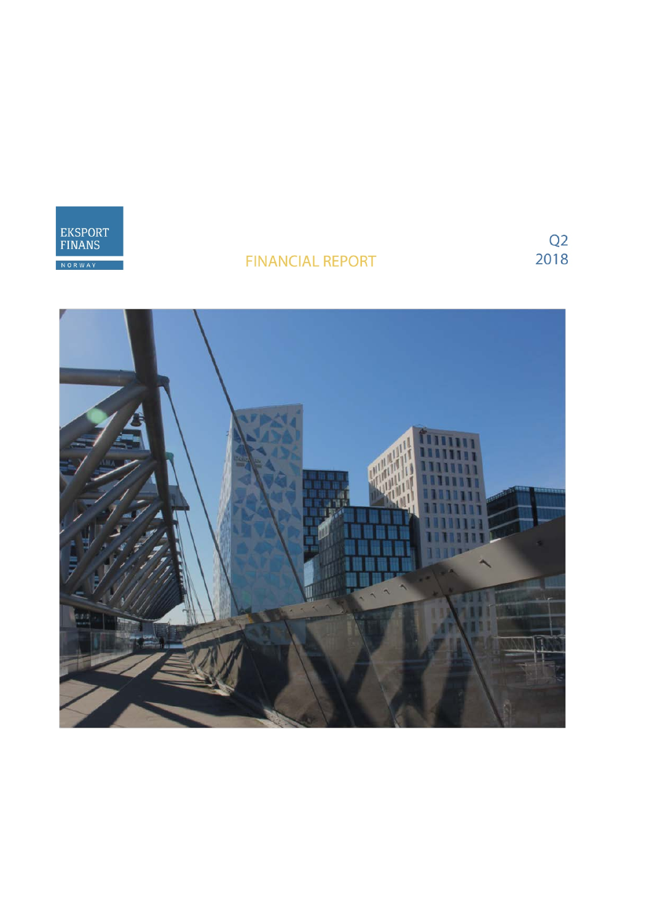EKSPORT FINANS NORWAY

# FINANCIAL REPORT

Q2 2018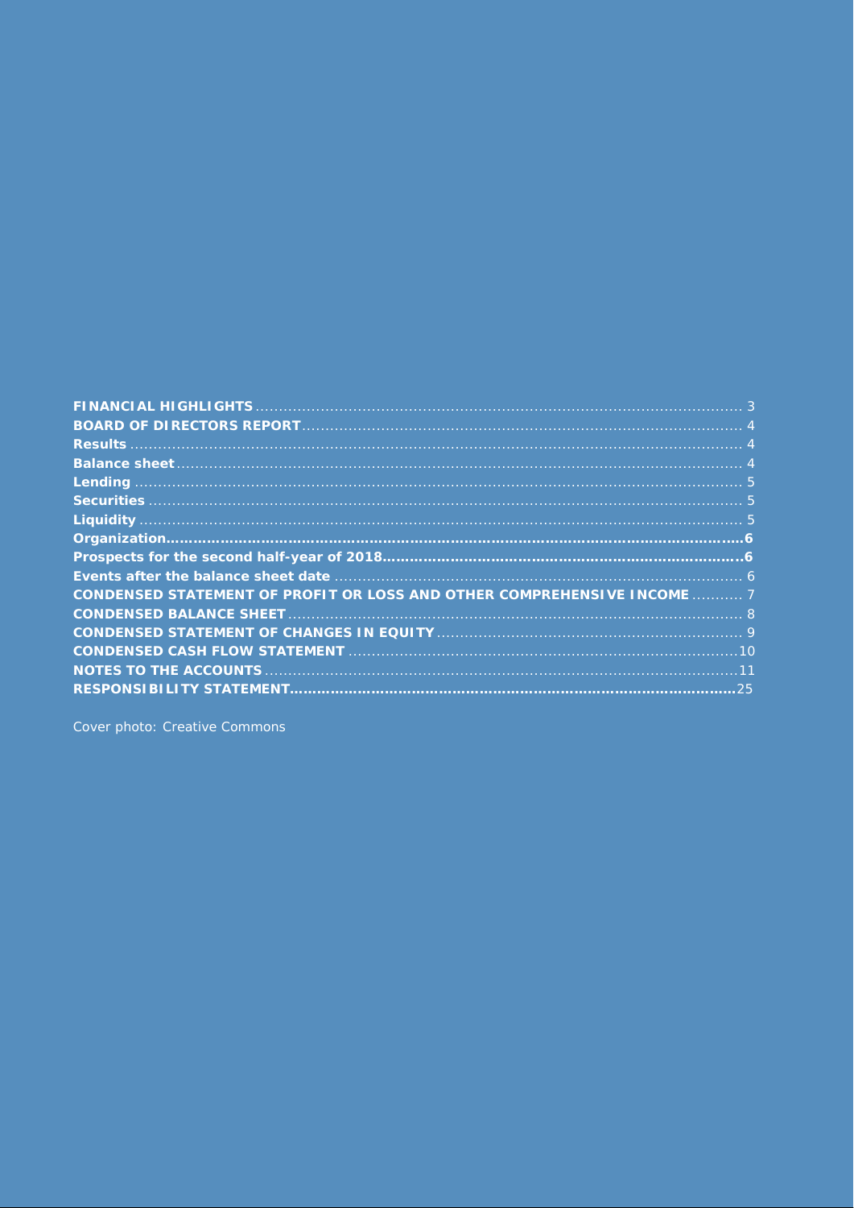**FINANCIAL HIGHLIGHTS** ............ 3
**BOARD OF DIRECTORS REPORT** ............ 4
**Results** ............ 4
**Balance sheet** ............ 4
**Lending** ............ 5
**Securities** ............ 5
**Liquidity** ............ 5
**Organization** ............ 6
**Prospects for the second half-year of 2018** ............ 6
**Events after the balance sheet date** ............ 6
**CONDENSED STATEMENT OF PROFIT OR LOSS AND OTHER COMPREHENSIVE INCOME** ............ 7
**CONDENSED BALANCE SHEET** ............ 8
**CONDENSED STATEMENT OF CHANGES IN EQUITY** ............ 9
**CONDENSED CASH FLOW STATEMENT** ............ 10
**NOTES TO THE ACCOUNTS** ............ 11
**RESPONSIBILITY STATEMENT** ............ 25

Cover photo: Creative Commons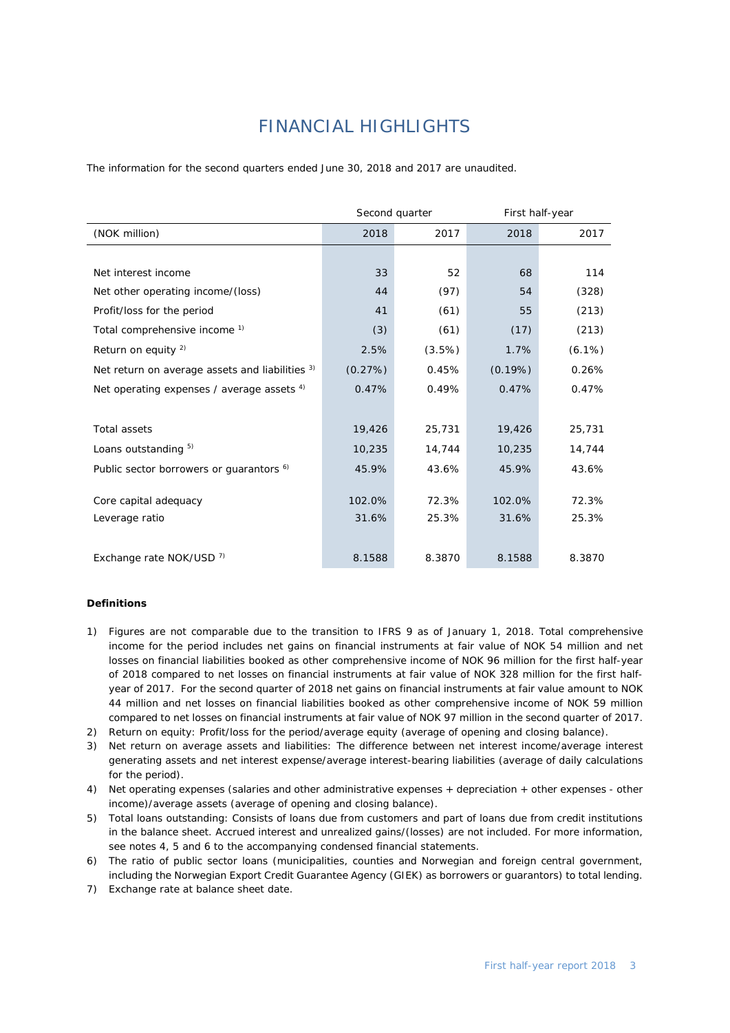# FINANCIAL HIGHLIGHTS

The information for the second quarters ended June 30, 2018 and 2017 are unaudited.

| | Second quarter | | First half-year | |
|---|---|---|---|---|
| (NOK million) | 2018 | 2017 | 2018 | 2017 |
| | | | | |
| Net interest income | 33 | 52 | 68 | 114 |
| Net other operating income/(loss) | 44 | (97) | 54 | (328) |
| Profit/loss for the period | 41 | (61) | 55 | (213) |
| Total comprehensive income [1] | (3) | (61) | (17) | (213) |
| Return on equity [2] | 2.5% | (3.5%) | 1.7% | (6.1%) |
| Net return on average assets and liabilities [3] | (0.27%) | 0.45% | (0.19%) | 0.26% |
| Net operating expenses / average assets [4] | 0.47% | 0.49% | 0.47% | 0.47% |
| | | | | |
| Total assets | 19,426 | 25,731 | 19,426 | 25,731 |
| Loans outstanding [5] | 10,235 | 14,744 | 10,235 | 14,744 |
| Public sector borrowers or guarantors [6] | 45.9% | 43.6% | 45.9% | 43.6% |
| | | | | |
| Core capital adequacy | 102.0% | 72.3% | 102.0% | 72.3% |
| Leverage ratio | 31.6% | 25.3% | 31.6% | 25.3% |
| | | | | |
| Exchange rate NOK/USD [7] | 8.1588 | 8.3870 | 8.1588 | 8.3870 |

**Definitions**

1) Figures are not comparable due to the transition to IFRS 9 as of January 1, 2018. Total comprehensive income for the period includes net gains on financial instruments at fair value of NOK 54 million and net losses on financial liabilities booked as other comprehensive income of NOK 96 million for the first half-year of 2018 compared to net losses on financial instruments at fair value of NOK 328 million for the first half-year of 2017. For the second quarter of 2018 net gains on financial instruments at fair value amount to NOK 44 million and net losses on financial liabilities booked as other comprehensive income of NOK 59 million compared to net losses on financial instruments at fair value of NOK 97 million in the second quarter of 2017.
2) Return on equity: Profit/loss for the period/average equity (average of opening and closing balance).
3) Net return on average assets and liabilities: The difference between net interest income/average interest generating assets and net interest expense/average interest-bearing liabilities (average of daily calculations for the period).
4) Net operating expenses (salaries and other administrative expenses + depreciation + other expenses - other income)/average assets (average of opening and closing balance).
5) Total loans outstanding: Consists of loans due from customers and part of loans due from credit institutions in the balance sheet. Accrued interest and unrealized gains/(losses) are not included. For more information, see notes 4, 5 and 6 to the accompanying condensed financial statements.
6) The ratio of public sector loans (municipalities, counties and Norwegian and foreign central government, including the Norwegian Export Credit Guarantee Agency (GIEK) as borrowers or guarantors) to total lending.
7) Exchange rate at balance sheet date.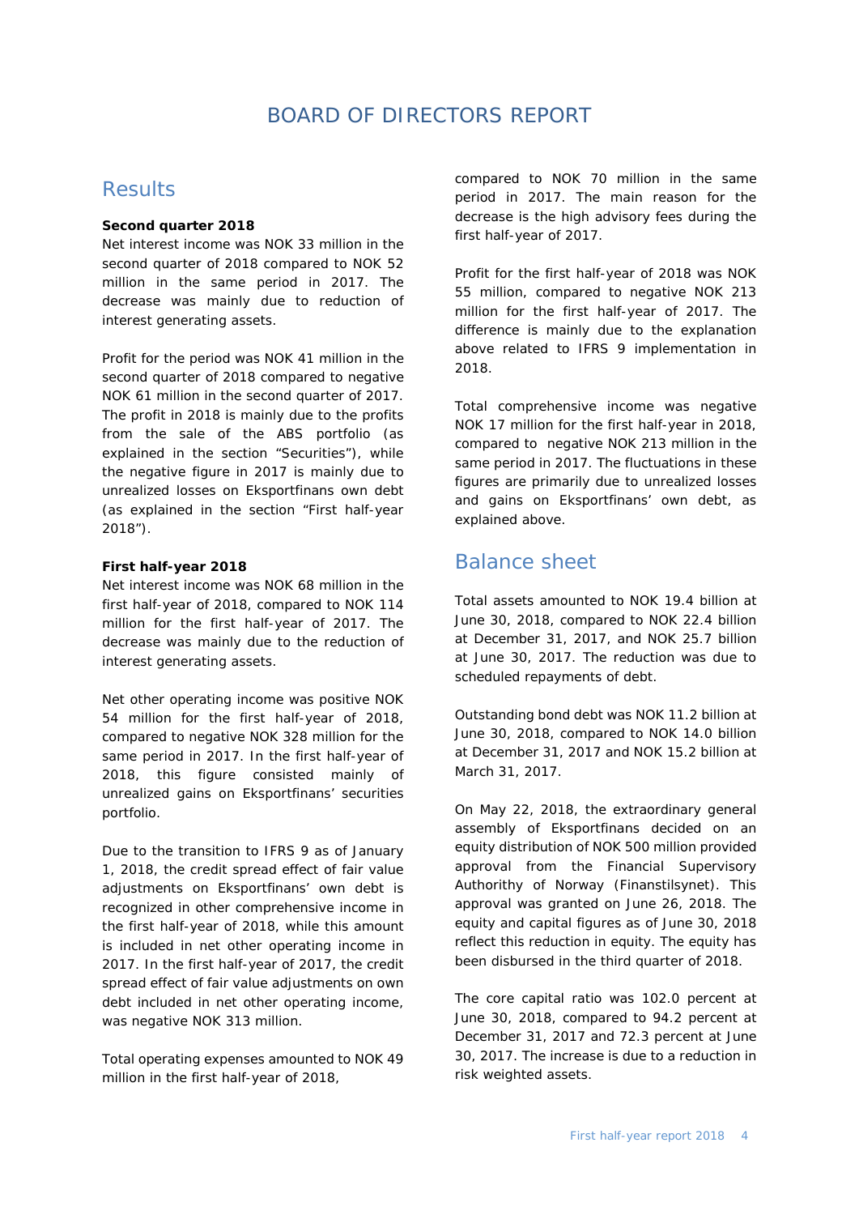# BOARD OF DIRECTORS REPORT

## Results

**Second quarter 2018**

Net interest income was NOK 33 million in the second quarter of 2018 compared to NOK 52 million in the same period in 2017. The decrease was mainly due to reduction of interest generating assets.

Profit for the period was NOK 41 million in the second quarter of 2018 compared to negative NOK 61 million in the second quarter of 2017. The profit in 2018 is mainly due to the profits from the sale of the ABS portfolio (as explained in the section "Securities"), while the negative figure in 2017 is mainly due to unrealized losses on Eksportfinans own debt (as explained in the section "First half-year 2018").

**First half-year 2018**

Net interest income was NOK 68 million in the first half-year of 2018, compared to NOK 114 million for the first half-year of 2017. The decrease was mainly due to the reduction of interest generating assets.

Net other operating income was positive NOK 54 million for the first half-year of 2018, compared to negative NOK 328 million for the same period in 2017. In the first half-year of 2018, this figure consisted mainly of unrealized gains on Eksportfinans' securities portfolio.

Due to the transition to IFRS 9 as of January 1, 2018, the credit spread effect of fair value adjustments on Eksportfinans' own debt is recognized in other comprehensive income in the first half-year of 2018, while this amount is included in net other operating income in 2017. In the first half-year of 2017, the credit spread effect of fair value adjustments on own debt included in net other operating income, was negative NOK 313 million.

Total operating expenses amounted to NOK 49 million in the first half-year of 2018, compared to NOK 70 million in the same period in 2017. The main reason for the decrease is the high advisory fees during the first half-year of 2017.

Profit for the first half-year of 2018 was NOK 55 million, compared to negative NOK 213 million for the first half-year of 2017. The difference is mainly due to the explanation above related to IFRS 9 implementation in 2018.

Total comprehensive income was negative NOK 17 million for the first half-year in 2018, compared to negative NOK 213 million in the same period in 2017. The fluctuations in these figures are primarily due to unrealized losses and gains on Eksportfinans' own debt, as explained above.

## Balance sheet

Total assets amounted to NOK 19.4 billion at June 30, 2018, compared to NOK 22.4 billion at December 31, 2017, and NOK 25.7 billion at June 30, 2017. The reduction was due to scheduled repayments of debt.

Outstanding bond debt was NOK 11.2 billion at June 30, 2018, compared to NOK 14.0 billion at December 31, 2017 and NOK 15.2 billion at March 31, 2017.

On May 22, 2018, the extraordinary general assembly of Eksportfinans decided on an equity distribution of NOK 500 million provided approval from the Financial Supervisory Authority of Norway (Finanstilsynet). This approval was granted on June 26, 2018. The equity and capital figures as of June 30, 2018 reflect this reduction in equity. The equity has been disbursed in the third quarter of 2018.

The core capital ratio was 102.0 percent at June 30, 2018, compared to 94.2 percent at December 31, 2017 and 72.3 percent at June 30, 2017. The increase is due to a reduction in risk weighted assets.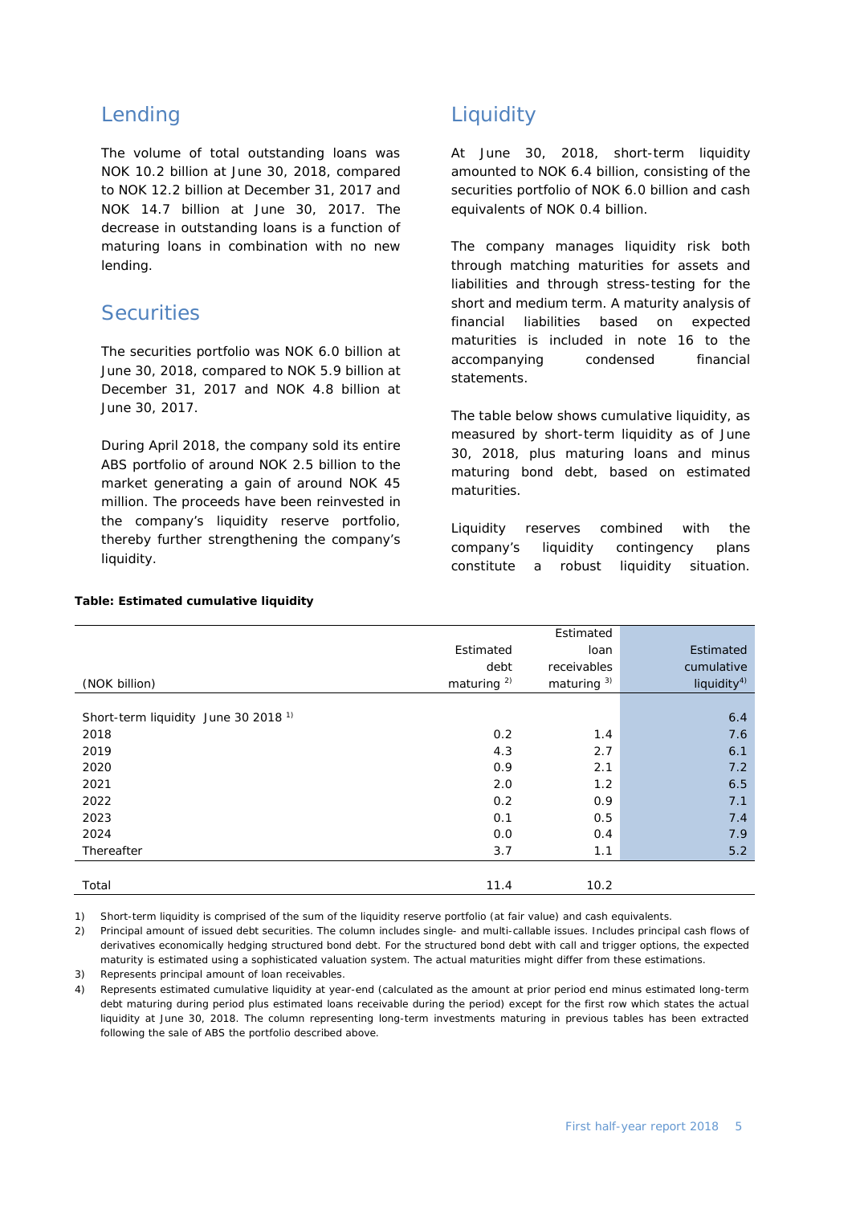## Lending

The volume of total outstanding loans was NOK 10.2 billion at June 30, 2018, compared to NOK 12.2 billion at December 31, 2017 and NOK 14.7 billion at June 30, 2017. The decrease in outstanding loans is a function of maturing loans in combination with no new lending.

## Securities

The securities portfolio was NOK 6.0 billion at June 30, 2018, compared to NOK 5.9 billion at December 31, 2017 and NOK 4.8 billion at June 30, 2017.

During April 2018, the company sold its entire ABS portfolio of around NOK 2.5 billion to the market generating a gain of around NOK 45 million. The proceeds have been reinvested in the company's liquidity reserve portfolio, thereby further strengthening the company's liquidity.

## Liquidity

At June 30, 2018, short-term liquidity amounted to NOK 6.4 billion, consisting of the securities portfolio of NOK 6.0 billion and cash equivalents of NOK 0.4 billion.

The company manages liquidity risk both through matching maturities for assets and liabilities and through stress-testing for the short and medium term. A maturity analysis of financial liabilities based on expected maturities is included in note 16 to the accompanying condensed financial statements.

The table below shows cumulative liquidity, as measured by short-term liquidity as of June 30, 2018, plus maturing loans and minus maturing bond debt, based on estimated maturities.

Liquidity reserves combined with the company's liquidity contingency plans constitute a robust liquidity situation.

**Table: Estimated cumulative liquidity**

| (NOK billion) | Estimated debt maturing [2] | Estimated loan receivables maturing [3] | Estimated cumulative liquidity[4] |
|---|---|---|---|
| Short-term liquidity June 30 2018 [1] | | | 6.4 |
| 2018 | 0.2 | 1.4 | 7.6 |
| 2019 | 4.3 | 2.7 | 6.1 |
| 2020 | 0.9 | 2.1 | 7.2 |
| 2021 | 2.0 | 1.2 | 6.5 |
| 2022 | 0.2 | 0.9 | 7.1 |
| 2023 | 0.1 | 0.5 | 7.4 |
| 2024 | 0.0 | 0.4 | 7.9 |
| Thereafter | 3.7 | 1.1 | 5.2 |
| Total | 11.4 | 10.2 | |

1) Short-term liquidity is comprised of the sum of the liquidity reserve portfolio (at fair value) and cash equivalents.

2) Principal amount of issued debt securities. The column includes single- and multi-callable issues. Includes principal cash flows of derivatives economically hedging structured bond debt. For the structured bond debt with call and trigger options, the expected maturity is estimated using a sophisticated valuation system. The actual maturities might differ from these estimations.

3) Represents principal amount of loan receivables.

4) Represents estimated cumulative liquidity at year-end (calculated as the amount at prior period end minus estimated long-term debt maturing during period plus estimated loans receivable during the period) except for the first row which states the actual liquidity at June 30, 2018. The column representing long-term investments maturing in previous tables has been extracted following the sale of ABS the portfolio described above.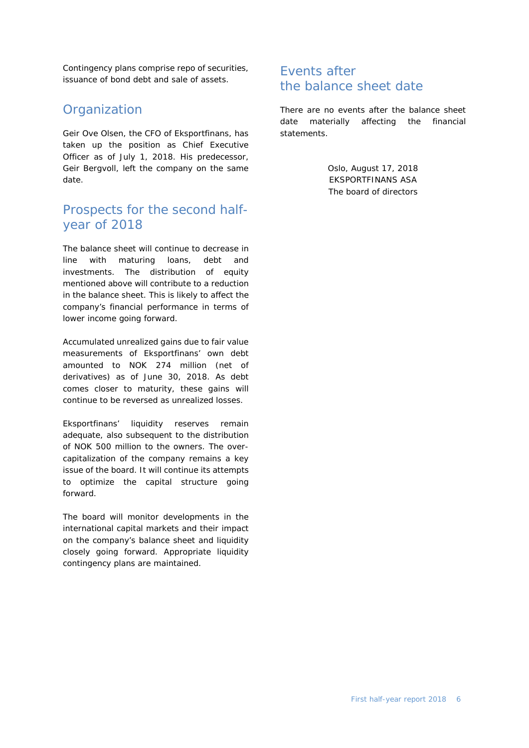Contingency plans comprise repo of securities, issuance of bond debt and sale of assets.

## Organization

Geir Ove Olsen, the CFO of Eksportfinans, has taken up the position as Chief Executive Officer as of July 1, 2018. His predecessor, Geir Bergvoll, left the company on the same date.

## Prospects for the second half-year of 2018

The balance sheet will continue to decrease in line with maturing loans, debt and investments. The distribution of equity mentioned above will contribute to a reduction in the balance sheet. This is likely to affect the company's financial performance in terms of lower income going forward.

Accumulated unrealized gains due to fair value measurements of Eksportfinans' own debt amounted to NOK 274 million (net of derivatives) as of June 30, 2018. As debt comes closer to maturity, these gains will continue to be reversed as unrealized losses.

Eksportfinans' liquidity reserves remain adequate, also subsequent to the distribution of NOK 500 million to the owners. The over-capitalization of the company remains a key issue of the board. It will continue its attempts to optimize the capital structure going forward.

The board will monitor developments in the international capital markets and their impact on the company's balance sheet and liquidity closely going forward. Appropriate liquidity contingency plans are maintained.

## Events after the balance sheet date

There are no events after the balance sheet date materially affecting the financial statements.

Oslo, August 17, 2018
EKSPORTFINANS ASA
The board of directors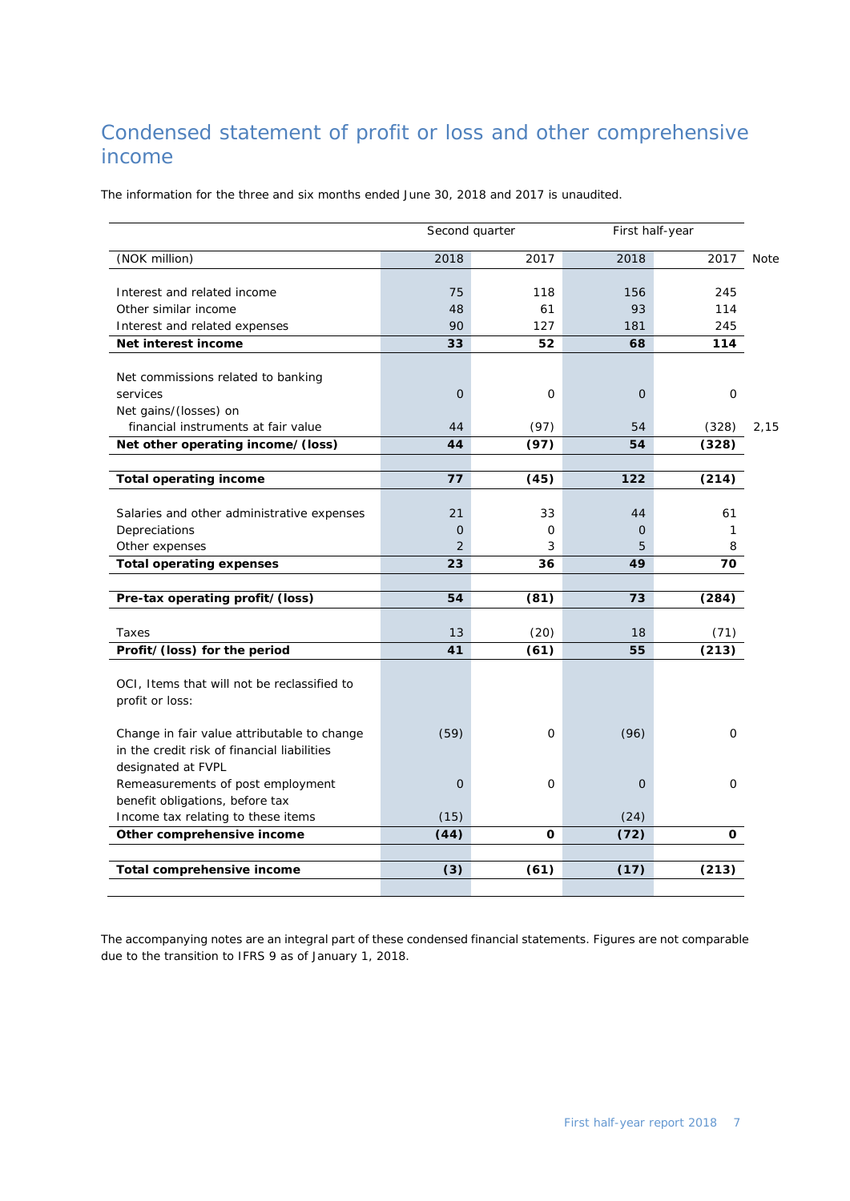# Condensed statement of profit or loss and other comprehensive income

The information for the three and six months ended June 30, 2018 and 2017 is unaudited.

| | Second quarter | | First half-year | | |
|---|---|---|---|---|---|
| (NOK million) | 2018 | 2017 | 2018 | 2017 | Note |
| Interest and related income | 75 | 118 | 156 | 245 | |
| Other similar income | 48 | 61 | 93 | 114 | |
| Interest and related expenses | 90 | 127 | 181 | 245 | |
| **Net interest income** | **33** | **52** | **68** | **114** | |
| Net commissions related to banking services | 0 | 0 | 0 | 0 | |
| Net gains/(losses) on financial instruments at fair value | 44 | (97) | 54 | (328) | 2,15 |
| **Net other operating income/(loss)** | **44** | **(97)** | **54** | **(328)** | |
| **Total operating income** | **77** | **(45)** | **122** | **(214)** | |
| Salaries and other administrative expenses | 21 | 33 | 44 | 61 | |
| Depreciations | 0 | 0 | 0 | 1 | |
| Other expenses | 2 | 3 | 5 | 8 | |
| **Total operating expenses** | **23** | **36** | **49** | **70** | |
| **Pre-tax operating profit/(loss)** | **54** | **(81)** | **73** | **(284)** | |
| Taxes | 13 | (20) | 18 | (71) | |
| **Profit/(loss) for the period** | **41** | **(61)** | **55** | **(213)** | |
| OCI, Items that will not be reclassified to profit or loss: | | | | | |
| Change in fair value attributable to change in the credit risk of financial liabilities designated at FVPL | (59) | 0 | (96) | 0 | |
| Remeasurements of post employment benefit obligations, before tax | 0 | 0 | 0 | 0 | |
| Income tax relating to these items | (15) | | (24) | | |
| **Other comprehensive income** | **(44)** | **0** | **(72)** | **0** | |
| **Total comprehensive income** | **(3)** | **(61)** | **(17)** | **(213)** | |

The accompanying notes are an integral part of these condensed financial statements. Figures are not comparable due to the transition to IFRS 9 as of January 1, 2018.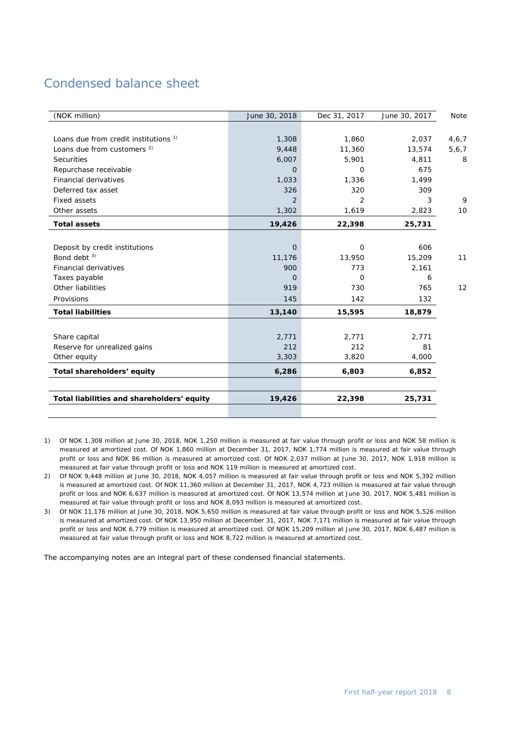## Condensed balance sheet

| (NOK million) | June 30, 2018 | Dec 31, 2017 | June 30, 2017 | Note |
|---|---|---|---|---|
| Loans due from credit institutions [1] | 1,308 | 1,860 | 2,037 | 4,6,7 |
| Loans due from customers [2] | 9,448 | 11,360 | 13,574 | 5,6,7 |
| Securities | 6,007 | 5,901 | 4,811 | 8 |
| Repurchase receivable | 0 | 0 | 675 | |
| Financial derivatives | 1,033 | 1,336 | 1,499 | |
| Deferred tax asset | 326 | 320 | 309 | |
| Fixed assets | 2 | 2 | 3 | 9 |
| Other assets | 1,302 | 1,619 | 2,823 | 10 |
| **Total assets** | **19,426** | **22,398** | **25,731** | |
| | | | | |
| Deposit by credit institutions | 0 | 0 | 606 | |
| Bond debt [3] | 11,176 | 13,950 | 15,209 | 11 |
| Financial derivatives | 900 | 773 | 2,161 | |
| Taxes payable | 0 | 0 | 6 | |
| Other liabilities | 919 | 730 | 765 | 12 |
| Provisions | 145 | 142 | 132 | |
| **Total liabilities** | **13,140** | **15,595** | **18,879** | |
| | | | | |
| Share capital | 2,771 | 2,771 | 2,771 | |
| Reserve for unrealized gains | 212 | 212 | 81 | |
| Other equity | 3,303 | 3,820 | 4,000 | |
| **Total shareholders' equity** | **6,286** | **6,803** | **6,852** | |
| | | | | |
| **Total liabilities and shareholders' equity** | **19,426** | **22,398** | **25,731** | |

1) Of NOK 1,308 million at June 30, 2018, NOK 1,250 million is measured at fair value through profit or loss and NOK 58 million is measured at amortized cost. Of NOK 1,860 million at December 31, 2017, NOK 1,774 million is measured at fair value through profit or loss and NOK 86 million is measured at amortized cost. Of NOK 2,037 million at June 30, 2017, NOK 1,918 million is measured at fair value through profit or loss and NOK 119 million is measured at amortized cost.

2) Of NOK 9,448 million at June 30, 2018, NOK 4,057 million is measured at fair value through profit or loss and NOK 5,392 million is measured at amortized cost. Of NOK 11,360 million at December 31, 2017, NOK 4,723 million is measured at fair value through profit or loss and NOK 6,637 million is measured at amortized cost. Of NOK 13,574 million at June 30, 2017, NOK 5,481 million is measured at fair value through profit or loss and NOK 8,093 million is measured at amortized cost.

3) Of NOK 11,176 million at June 30, 2018, NOK 5,650 million is measured at fair value through profit or loss and NOK 5,526 million is measured at amortized cost. Of NOK 13,950 million at December 31, 2017, NOK 7,171 million is measured at fair value through profit or loss and NOK 6,779 million is measured at amortized cost. Of NOK 15,209 million at June 30, 2017, NOK 6,487 million is measured at fair value through profit or loss and NOK 8,722 million is measured at amortized cost.

The accompanying notes are an integral part of these condensed financial statements.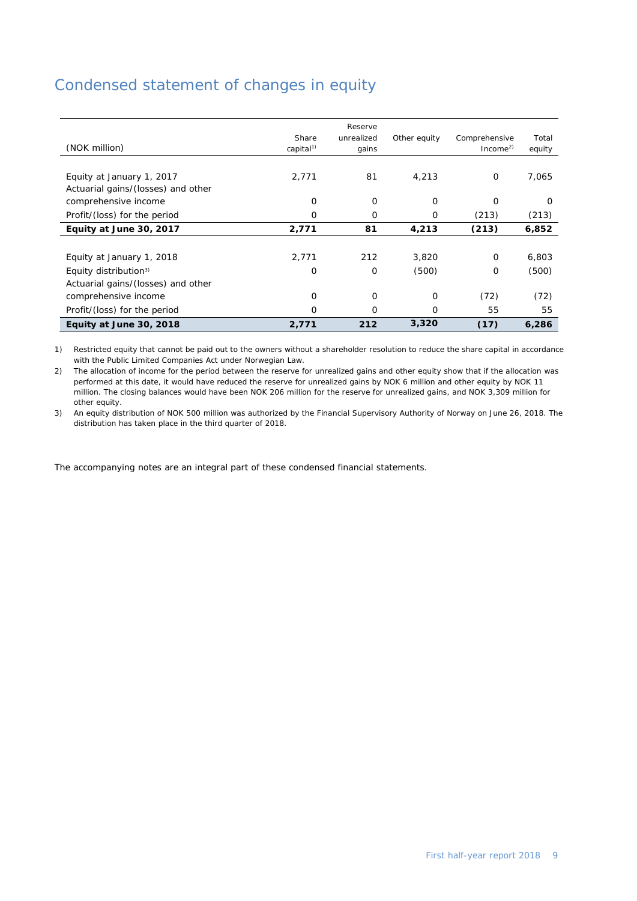# Condensed statement of changes in equity

| (NOK million) | Share capital[1] | Reserve unrealized gains | Other equity | Comprehensive Income[2] | Total equity |
|---|---|---|---|---|---|
| Equity at January 1, 2017 | 2,771 | 81 | 4,213 | 0 | 7,065 |
| Actuarial gains/(losses) and other comprehensive income | 0 | 0 | 0 | 0 | 0 |
| Profit/(loss) for the period | 0 | 0 | 0 | (213) | (213) |
| **Equity at June 30, 2017** | **2,771** | **81** | **4,213** | **(213)** | **6,852** |
| | | | | | |
| Equity at January 1, 2018 | 2,771 | 212 | 3,820 | 0 | 6,803 |
| Equity distribution[3] | 0 | 0 | (500) | 0 | (500) |
| Actuarial gains/(losses) and other comprehensive income | 0 | 0 | 0 | (72) | (72) |
| Profit/(loss) for the period | 0 | 0 | 0 | 55 | 55 |
| **Equity at June 30, 2018** | **2,771** | **212** | **3,320** | **(17)** | **6,286** |

1) Restricted equity that cannot be paid out to the owners without a shareholder resolution to reduce the share capital in accordance with the Public Limited Companies Act under Norwegian Law.

2) The allocation of income for the period between the reserve for unrealized gains and other equity show that if the allocation was performed at this date, it would have reduced the reserve for unrealized gains by NOK 6 million and other equity by NOK 11 million. The closing balances would have been NOK 206 million for the reserve for unrealized gains, and NOK 3,309 million for other equity.

3) An equity distribution of NOK 500 million was authorized by the Financial Supervisory Authority of Norway on June 26, 2018. The distribution has taken place in the third quarter of 2018.

The accompanying notes are an integral part of these condensed financial statements.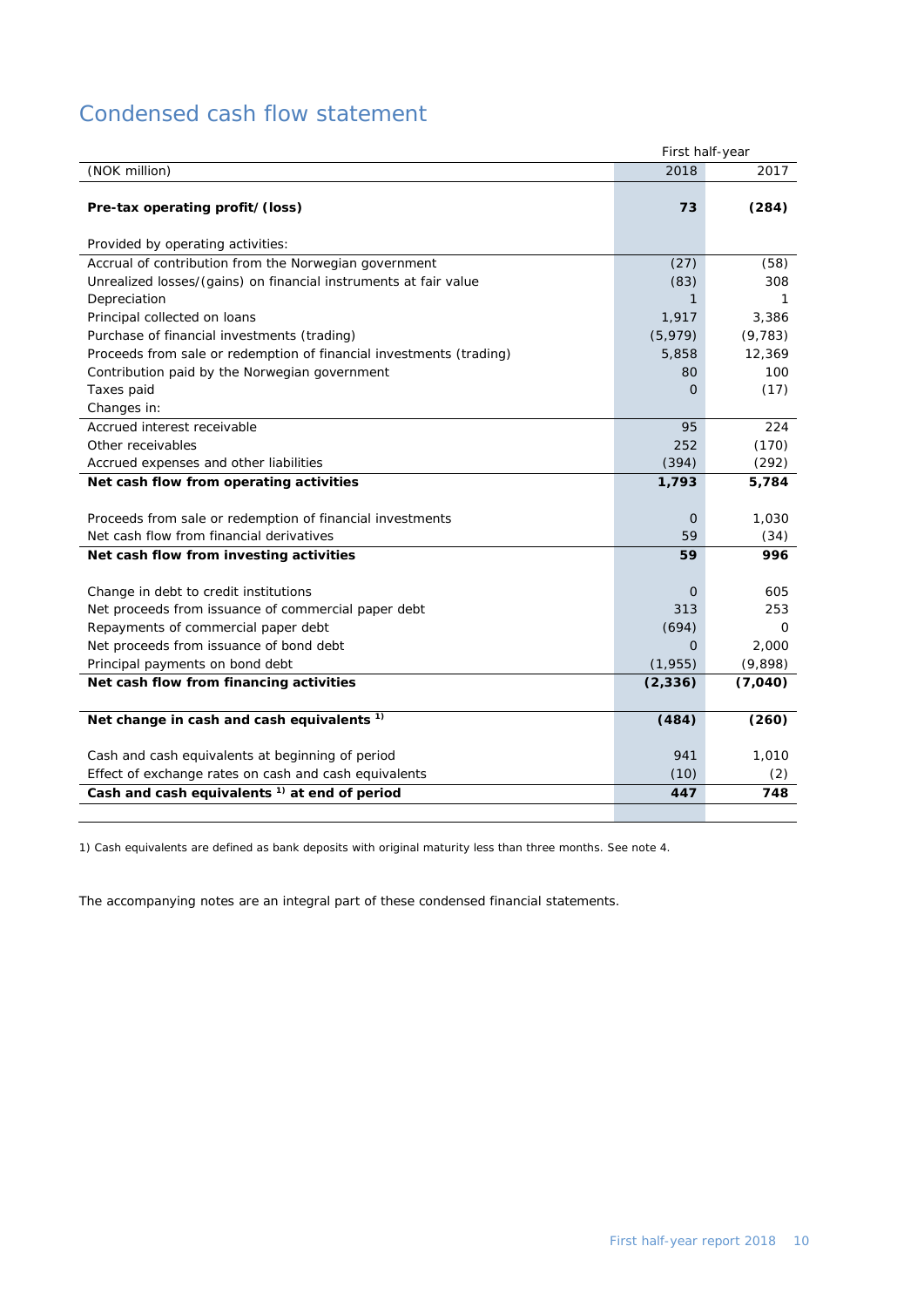# Condensed cash flow statement

| (NOK million) | First half-year 2018 | 2017 |
|---|---|---|
| **Pre-tax operating profit/(loss)** | **73** | **(284)** |
| Provided by operating activities: | | |
| Accrual of contribution from the Norwegian government | (27) | (58) |
| Unrealized losses/(gains) on financial instruments at fair value | (83) | 308 |
| Depreciation | 1 | 1 |
| Principal collected on loans | 1,917 | 3,386 |
| Purchase of financial investments (trading) | (5,979) | (9,783) |
| Proceeds from sale or redemption of financial investments (trading) | 5,858 | 12,369 |
| Contribution paid by the Norwegian government | 80 | 100 |
| Taxes paid | 0 | (17) |
| Changes in: | | |
| Accrued interest receivable | 95 | 224 |
| Other receivables | 252 | (170) |
| Accrued expenses and other liabilities | (394) | (292) |
| **Net cash flow from operating activities** | **1,793** | **5,784** |
| Proceeds from sale or redemption of financial investments | 0 | 1,030 |
| Net cash flow from financial derivatives | 59 | (34) |
| **Net cash flow from investing activities** | **59** | **996** |
| Change in debt to credit institutions | 0 | 605 |
| Net proceeds from issuance of commercial paper debt | 313 | 253 |
| Repayments of commercial paper debt | (694) | 0 |
| Net proceeds from issuance of bond debt | 0 | 2,000 |
| Principal payments on bond debt | (1,955) | (9,898) |
| **Net cash flow from financing activities** | **(2,336)** | **(7,040)** |
| **Net change in cash and cash equivalents [1)]** | **(484)** | **(260)** |
| Cash and cash equivalents at beginning of period | 941 | 1,010 |
| Effect of exchange rates on cash and cash equivalents | (10) | (2) |
| **Cash and cash equivalents [1)] at end of period** | **447** | **748** |

1) Cash equivalents are defined as bank deposits with original maturity less than three months. See note 4.

The accompanying notes are an integral part of these condensed financial statements.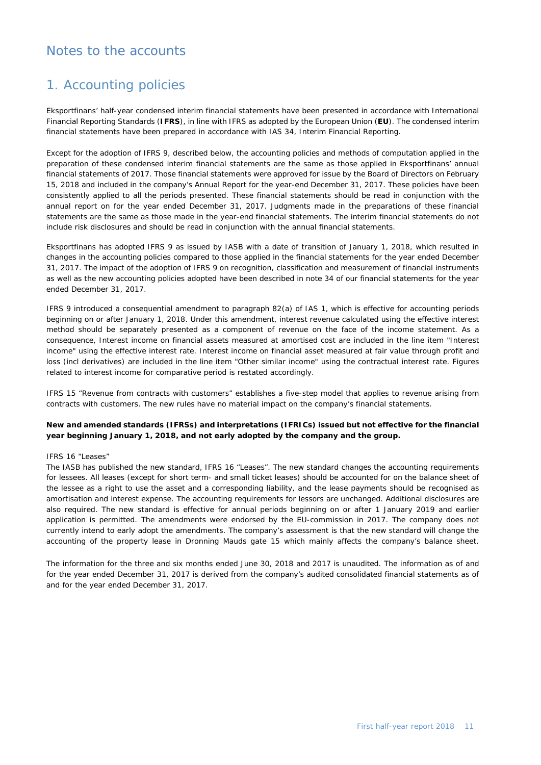# Notes to the accounts

## 1. Accounting policies

Eksportfinans' half-year condensed interim financial statements have been presented in accordance with International Financial Reporting Standards (**IFRS**), in line with IFRS as adopted by the European Union (**EU**). The condensed interim financial statements have been prepared in accordance with IAS 34, Interim Financial Reporting.

Except for the adoption of IFRS 9, described below, the accounting policies and methods of computation applied in the preparation of these condensed interim financial statements are the same as those applied in Eksportfinans' annual financial statements of 2017. Those financial statements were approved for issue by the Board of Directors on February 15, 2018 and included in the company's Annual Report for the year-end December 31, 2017. These policies have been consistently applied to all the periods presented. These financial statements should be read in conjunction with the annual report on for the year ended December 31, 2017. Judgments made in the preparations of these financial statements are the same as those made in the year-end financial statements. The interim financial statements do not include risk disclosures and should be read in conjunction with the annual financial statements.

Eksportfinans has adopted IFRS 9 as issued by IASB with a date of transition of January 1, 2018, which resulted in changes in the accounting policies compared to those applied in the financial statements for the year ended December 31, 2017. The impact of the adoption of IFRS 9 on recognition, classification and measurement of financial instruments as well as the new accounting policies adopted have been described in note 34 of our financial statements for the year ended December 31, 2017.

IFRS 9 introduced a consequential amendment to paragraph 82(a) of IAS 1, which is effective for accounting periods beginning on or after January 1, 2018. Under this amendment, interest revenue calculated using the effective interest method should be separately presented as a component of revenue on the face of the income statement. As a consequence, Interest income on financial assets measured at amortised cost are included in the line item "Interest income" using the effective interest rate. Interest income on financial asset measured at fair value through profit and loss (incl derivatives) are included in the line item "Other similar income" using the contractual interest rate. Figures related to interest income for comparative period is restated accordingly.

IFRS 15 "Revenue from contracts with customers" establishes a five-step model that applies to revenue arising from contracts with customers. The new rules have no material impact on the company's financial statements.

**New and amended standards (IFRSs) and interpretations (IFRICs) issued but not effective for the financial year beginning January 1, 2018, and not early adopted by the company and the group.**

IFRS 16 "Leases"
The IASB has published the new standard, IFRS 16 "Leases". The new standard changes the accounting requirements for lessees. All leases (except for short term- and small ticket leases) should be accounted for on the balance sheet of the lessee as a right to use the asset and a corresponding liability, and the lease payments should be recognised as amortisation and interest expense. The accounting requirements for lessors are unchanged. Additional disclosures are also required. The new standard is effective for annual periods beginning on or after 1 January 2019 and earlier application is permitted. The amendments were endorsed by the EU-commission in 2017. The company does not currently intend to early adopt the amendments. The company's assessment is that the new standard will change the accounting of the property lease in Dronning Mauds gate 15 which mainly affects the company's balance sheet.

The information for the three and six months ended June 30, 2018 and 2017 is unaudited. The information as of and for the year ended December 31, 2017 is derived from the company's audited consolidated financial statements as of and for the year ended December 31, 2017.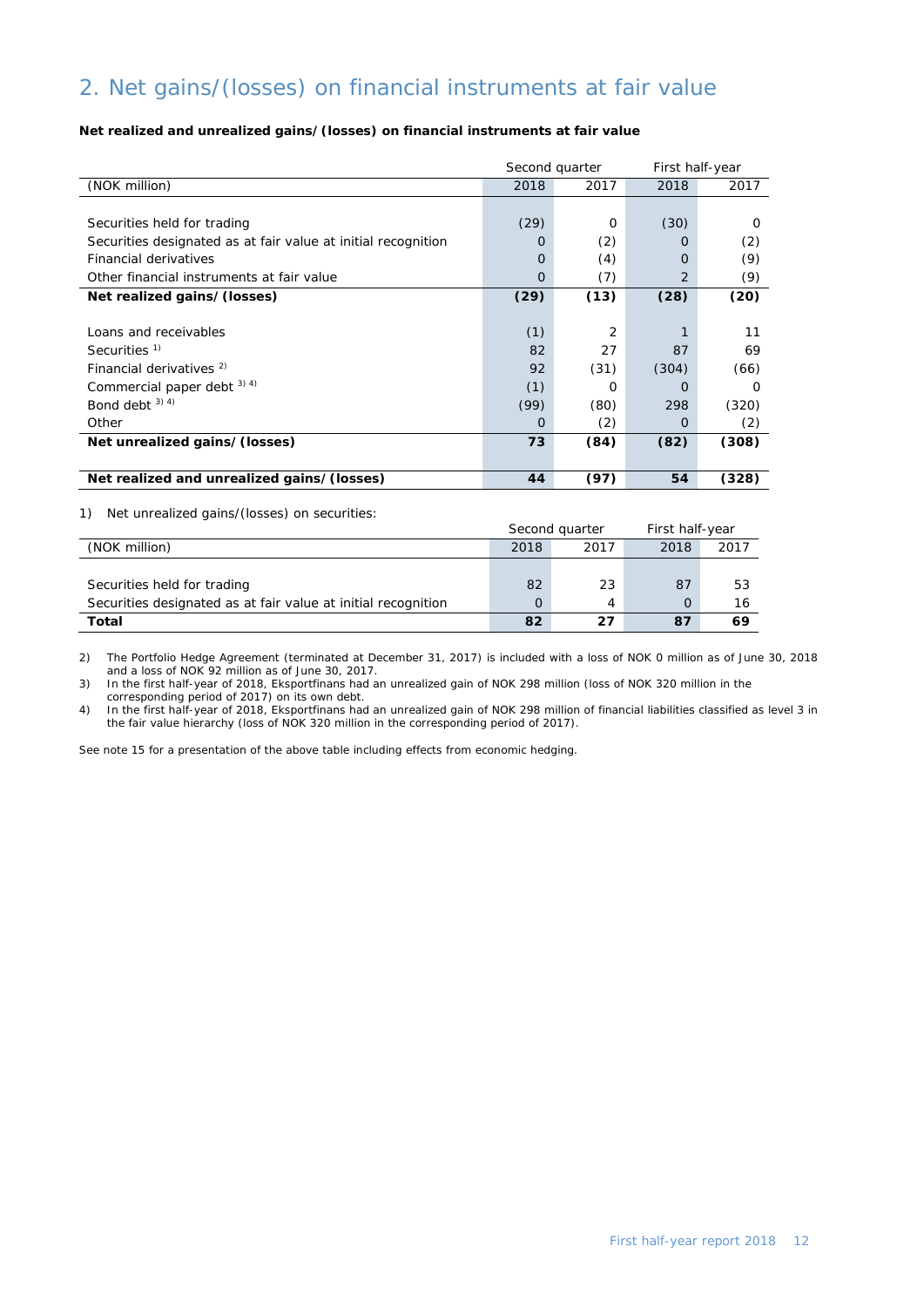# 2. Net gains/(losses) on financial instruments at fair value

**Net realized and unrealized gains/(losses) on financial instruments at fair value**

| | Second quarter | | First half-year | |
|---|---|---|---|---|
| (NOK million) | 2018 | 2017 | 2018 | 2017 |
| | | | | |
| Securities held for trading | (29) | 0 | (30) | 0 |
| Securities designated as at fair value at initial recognition | 0 | (2) | 0 | (2) |
| Financial derivatives | 0 | (4) | 0 | (9) |
| Other financial instruments at fair value | 0 | (7) | 2 | (9) |
| **Net realized gains/(losses)** | **(29)** | **(13)** | **(28)** | **(20)** |
| | | | | |
| Loans and receivables | (1) | 2 | 1 | 11 |
| Securities [1] | 82 | 27 | 87 | 69 |
| Financial derivatives [2] | 92 | (31) | (304) | (66) |
| Commercial paper debt [3) 4)] | (1) | 0 | 0 | 0 |
| Bond debt [3) 4)] | (99) | (80) | 298 | (320) |
| Other | 0 | (2) | 0 | (2) |
| **Net unrealized gains/(losses)** | **73** | **(84)** | **(82)** | **(308)** |
| | | | | |
| **Net realized and unrealized gains/(losses)** | **44** | **(97)** | **54** | **(328)** |

1) Net unrealized gains/(losses) on securities:

| | Second quarter | | First half-year | |
|---|---|---|---|---|
| (NOK million) | 2018 | 2017 | 2018 | 2017 |
| | | | | |
| Securities held for trading | 82 | 23 | 87 | 53 |
| Securities designated as at fair value at initial recognition | 0 | 4 | 0 | 16 |
| **Total** | **82** | **27** | **87** | **69** |

2) The Portfolio Hedge Agreement (terminated at December 31, 2017) is included with a loss of NOK 0 million as of June 30, 2018 and a loss of NOK 92 million as of June 30, 2017.

3) In the first half-year of 2018, Eksportfinans had an unrealized gain of NOK 298 million (loss of NOK 320 million in the corresponding period of 2017) on its own debt.

4) In the first half-year of 2018, Eksportfinans had an unrealized gain of NOK 298 million of financial liabilities classified as level 3 in the fair value hierarchy (loss of NOK 320 million in the corresponding period of 2017).

See note 15 for a presentation of the above table including effects from economic hedging.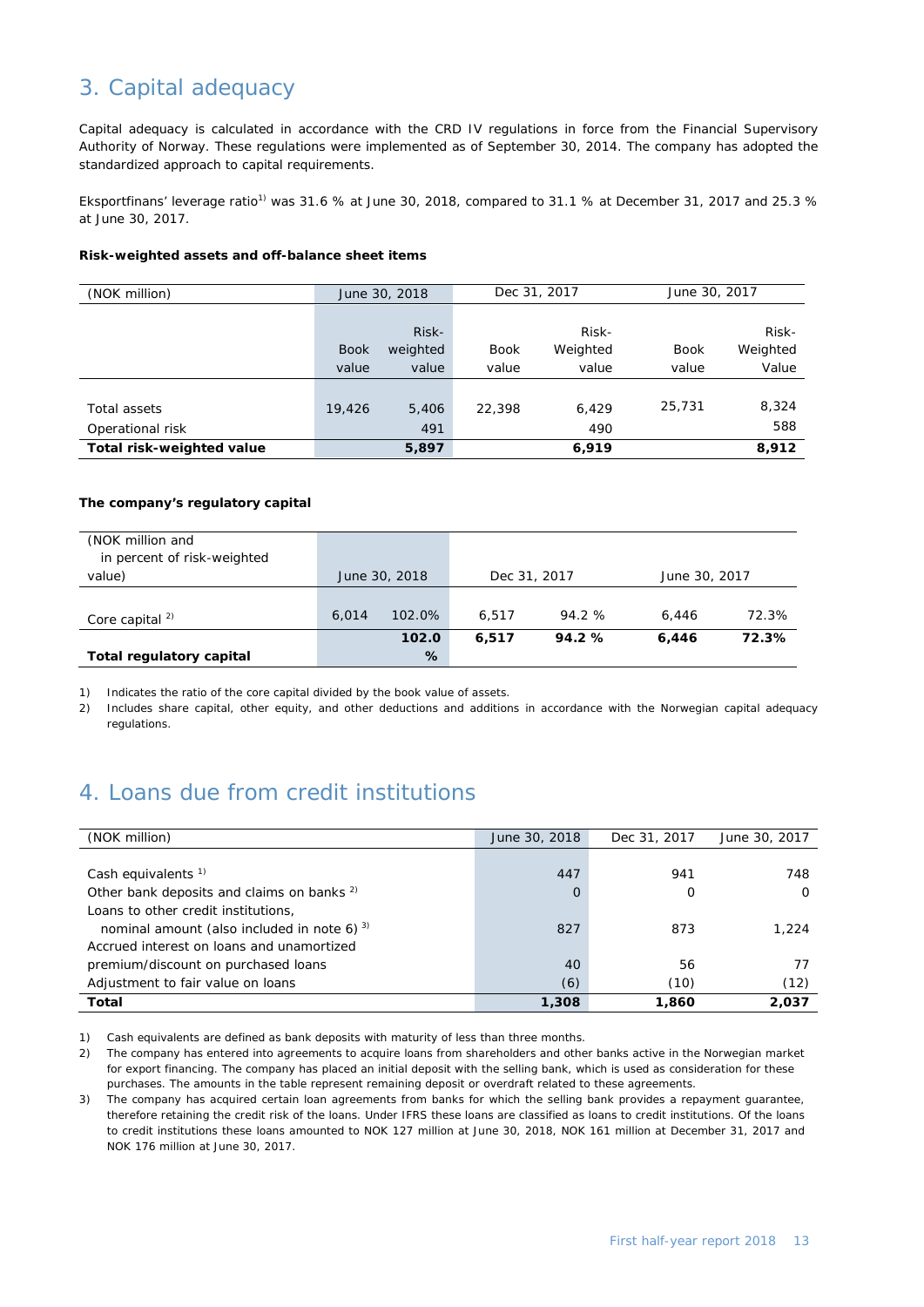## 3. Capital adequacy

Capital adequacy is calculated in accordance with the CRD IV regulations in force from the Financial Supervisory Authority of Norway. These regulations were implemented as of September 30, 2014. The company has adopted the standardized approach to capital requirements.

Eksportfinans' leverage ratio[1] was 31.6 % at June 30, 2018, compared to 31.1 % at December 31, 2017 and 25.3 % at June 30, 2017.

**Risk-weighted assets and off-balance sheet items**

| (NOK million) | June 30, 2018 | | Dec 31, 2017 | | June 30, 2017 | |
|---|---|---|---|---|---|---|
| | Book value | Risk-weighted value | Book value | Risk-Weighted value | Book value | Risk-Weighted Value |
| Total assets | 19,426 | 5,406 | 22,398 | 6,429 | 25,731 | 8,324 |
| Operational risk | | 491 | | 490 | | 588 |
| **Total risk-weighted value** | | **5,897** | | **6,919** | | **8,912** |

**The company's regulatory capital**

| (NOK million and in percent of risk-weighted value) | June 30, 2018 | | Dec 31, 2017 | | June 30, 2017 | |
|---|---|---|---|---|---|---|
| Core capital [2] | 6,014 | 102.0% | 6,517 | 94.2 % | 6,446 | 72.3% |
| **Total regulatory capital** | | **102.0 %** | **6,517** | **94.2 %** | **6,446** | **72.3%** |

1) Indicates the ratio of the core capital divided by the book value of assets.

2) Includes share capital, other equity, and other deductions and additions in accordance with the Norwegian capital adequacy regulations.

## 4. Loans due from credit institutions

| (NOK million) | June 30, 2018 | Dec 31, 2017 | June 30, 2017 |
|---|---|---|---|
| Cash equivalents [1] | 447 | 941 | 748 |
| Other bank deposits and claims on banks [2] | 0 | 0 | 0 |
| Loans to other credit institutions, nominal amount (also included in note 6) [3] | 827 | 873 | 1,224 |
| Accrued interest on loans and unamortized premium/discount on purchased loans | 40 | 56 | 77 |
| Adjustment to fair value on loans | (6) | (10) | (12) |
| **Total** | **1,308** | **1,860** | **2,037** |

1) Cash equivalents are defined as bank deposits with maturity of less than three months.

2) The company has entered into agreements to acquire loans from shareholders and other banks active in the Norwegian market for export financing. The company has placed an initial deposit with the selling bank, which is used as consideration for these purchases. The amounts in the table represent remaining deposit or overdraft related to these agreements.

3) The company has acquired certain loan agreements from banks for which the selling bank provides a repayment guarantee, therefore retaining the credit risk of the loans. Under IFRS these loans are classified as loans to credit institutions. Of the loans to credit institutions these loans amounted to NOK 127 million at June 30, 2018, NOK 161 million at December 31, 2017 and NOK 176 million at June 30, 2017.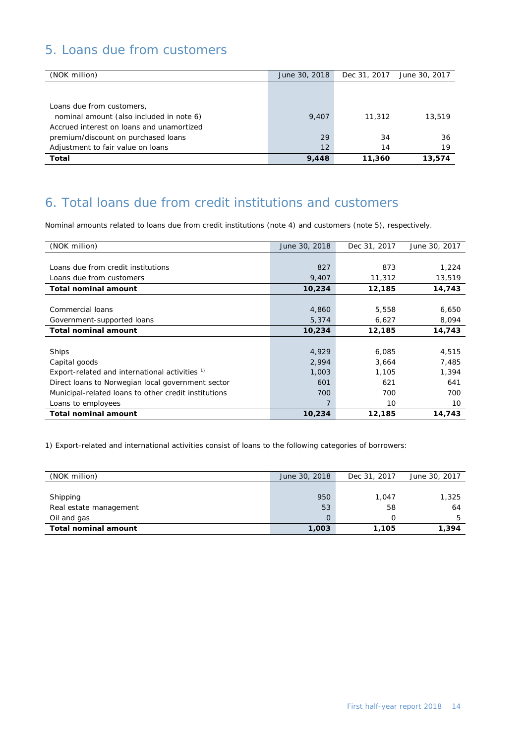## 5. Loans due from customers

| (NOK million) | June 30, 2018 | Dec 31, 2017 | June 30, 2017 |
|---|---|---|---|
| Loans due from customers, nominal amount (also included in note 6) | 9,407 | 11,312 | 13,519 |
| Accrued interest on loans and unamortized premium/discount on purchased loans | 29 | 34 | 36 |
| Adjustment to fair value on loans | 12 | 14 | 19 |
| **Total** | **9,448** | **11,360** | **13,574** |

## 6. Total loans due from credit institutions and customers

Nominal amounts related to loans due from credit institutions (note 4) and customers (note 5), respectively.

| (NOK million) | June 30, 2018 | Dec 31, 2017 | June 30, 2017 |
|---|---|---|---|
| Loans due from credit institutions | 827 | 873 | 1,224 |
| Loans due from customers | 9,407 | 11,312 | 13,519 |
| **Total nominal amount** | **10,234** | **12,185** | **14,743** |
| | | | |
| Commercial loans | 4,860 | 5,558 | 6,650 |
| Government-supported loans | 5,374 | 6,627 | 8,094 |
| **Total nominal amount** | **10,234** | **12,185** | **14,743** |
| | | | |
| Ships | 4,929 | 6,085 | 4,515 |
| Capital goods | 2,994 | 3,664 | 7,485 |
| Export-related and international activities [1)] | 1,003 | 1,105 | 1,394 |
| Direct loans to Norwegian local government sector | 601 | 621 | 641 |
| Municipal-related loans to other credit institutions | 700 | 700 | 700 |
| Loans to employees | 7 | 10 | 10 |
| **Total nominal amount** | **10,234** | **12,185** | **14,743** |

1) Export-related and international activities consist of loans to the following categories of borrowers:

| (NOK million) | June 30, 2018 | Dec 31, 2017 | June 30, 2017 |
|---|---|---|---|
| Shipping | 950 | 1,047 | 1,325 |
| Real estate management | 53 | 58 | 64 |
| Oil and gas | 0 | 0 | 5 |
| **Total nominal amount** | **1,003** | **1,105** | **1,394** |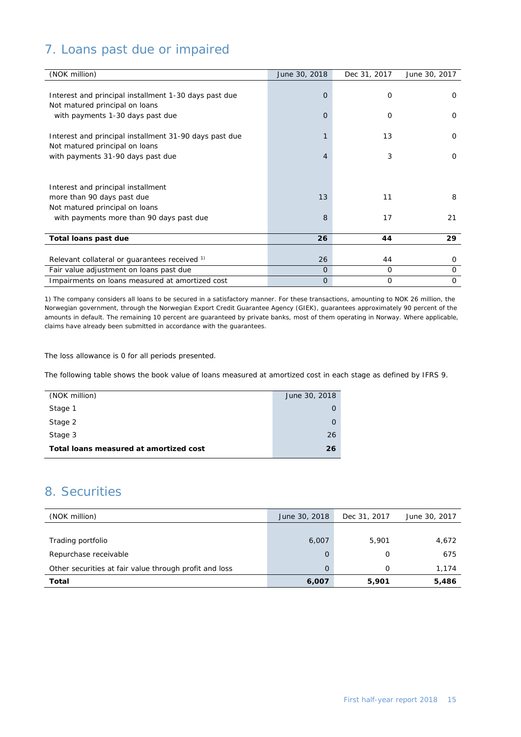## 7. Loans past due or impaired

| (NOK million) | June 30, 2018 | Dec 31, 2017 | June 30, 2017 |
|---|---|---|---|
| Interest and principal installment 1-30 days past due | 0 | 0 | 0 |
| Not matured principal on loans with payments 1-30 days past due | 0 | 0 | 0 |
| Interest and principal installment 31-90 days past due | 1 | 13 | 0 |
| Not matured principal on loans with payments 31-90 days past due | 4 | 3 | 0 |
| Interest and principal installment more than 90 days past due | 13 | 11 | 8 |
| Not matured principal on loans with payments more than 90 days past due | 8 | 17 | 21 |
| **Total loans past due** | **26** | **44** | **29** |
| Relevant collateral or guarantees received [1)] | 26 | 44 | 0 |
| Fair value adjustment on loans past due | 0 | 0 | 0 |
| Impairments on loans measured at amortized cost | 0 | 0 | 0 |

1) The company considers all loans to be secured in a satisfactory manner. For these transactions, amounting to NOK 26 million, the Norwegian government, through the Norwegian Export Credit Guarantee Agency (GIEK), guarantees approximately 90 percent of the amounts in default. The remaining 10 percent are guaranteed by private banks, most of them operating in Norway. Where applicable, claims have already been submitted in accordance with the guarantees.

The loss allowance is 0 for all periods presented.

The following table shows the book value of loans measured at amortized cost in each stage as defined by IFRS 9.

| (NOK million) | June 30, 2018 |
|---|---|
| Stage 1 | 0 |
| Stage 2 | 0 |
| Stage 3 | 26 |
| **Total loans measured at amortized cost** | **26** |

## 8. Securities

| (NOK million) | June 30, 2018 | Dec 31, 2017 | June 30, 2017 |
|---|---|---|---|
| Trading portfolio | 6,007 | 5,901 | 4,672 |
| Repurchase receivable | 0 | 0 | 675 |
| Other securities at fair value through profit and loss | 0 | 0 | 1,174 |
| **Total** | **6,007** | **5,901** | **5,486** |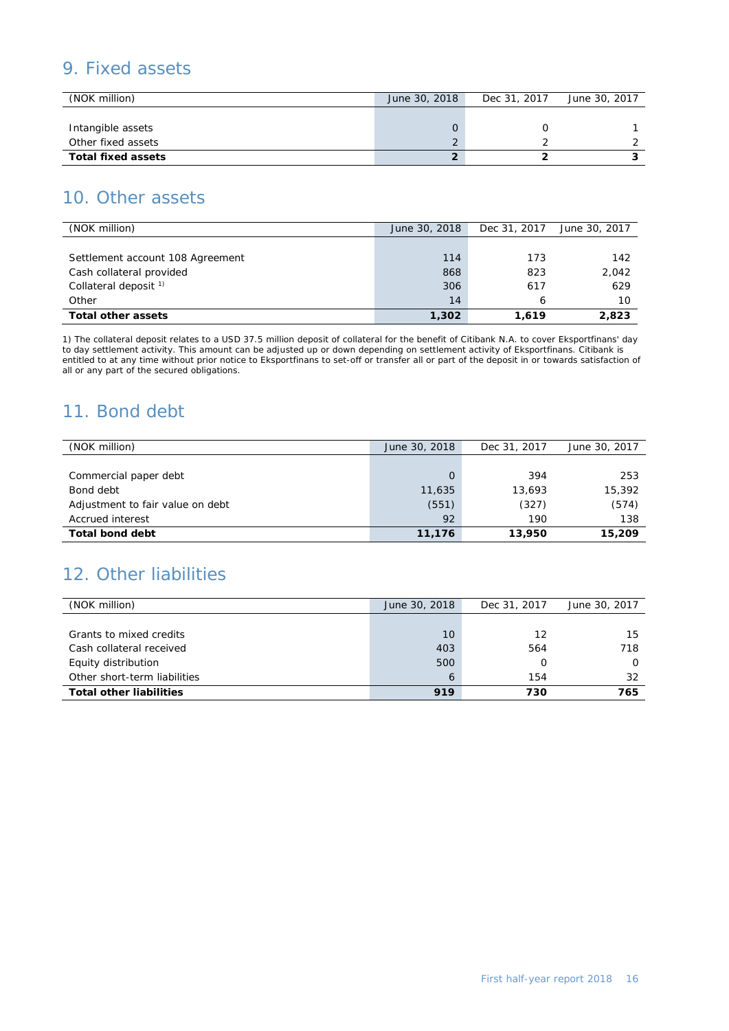## 9. Fixed assets

| (NOK million) | June 30, 2018 | Dec 31, 2017 | June 30, 2017 |
|---|---|---|---|
| Intangible assets | 0 | 0 | 1 |
| Other fixed assets | 2 | 2 | 2 |
| **Total fixed assets** | **2** | **2** | **3** |

## 10. Other assets

| (NOK million) | June 30, 2018 | Dec 31, 2017 | June 30, 2017 |
|---|---|---|---|
| Settlement account 108 Agreement | 114 | 173 | 142 |
| Cash collateral provided | 868 | 823 | 2,042 |
| Collateral deposit [1] | 306 | 617 | 629 |
| Other | 14 | 6 | 10 |
| **Total other assets** | **1,302** | **1,619** | **2,823** |

1) The collateral deposit relates to a USD 37.5 million deposit of collateral for the benefit of Citibank N.A. to cover Eksportfinans' day to day settlement activity. This amount can be adjusted up or down depending on settlement activity of Eksportfinans. Citibank is entitled to at any time without prior notice to Eksportfinans to set-off or transfer all or part of the deposit in or towards satisfaction of all or any part of the secured obligations.

## 11. Bond debt

| (NOK million) | June 30, 2018 | Dec 31, 2017 | June 30, 2017 |
|---|---|---|---|
| Commercial paper debt | 0 | 394 | 253 |
| Bond debt | 11,635 | 13,693 | 15,392 |
| Adjustment to fair value on debt | (551) | (327) | (574) |
| Accrued interest | 92 | 190 | 138 |
| **Total bond debt** | **11,176** | **13,950** | **15,209** |

## 12. Other liabilities

| (NOK million) | June 30, 2018 | Dec 31, 2017 | June 30, 2017 |
|---|---|---|---|
| Grants to mixed credits | 10 | 12 | 15 |
| Cash collateral received | 403 | 564 | 718 |
| Equity distribution | 500 | 0 | 0 |
| Other short-term liabilities | 6 | 154 | 32 |
| **Total other liabilities** | **919** | **730** | **765** |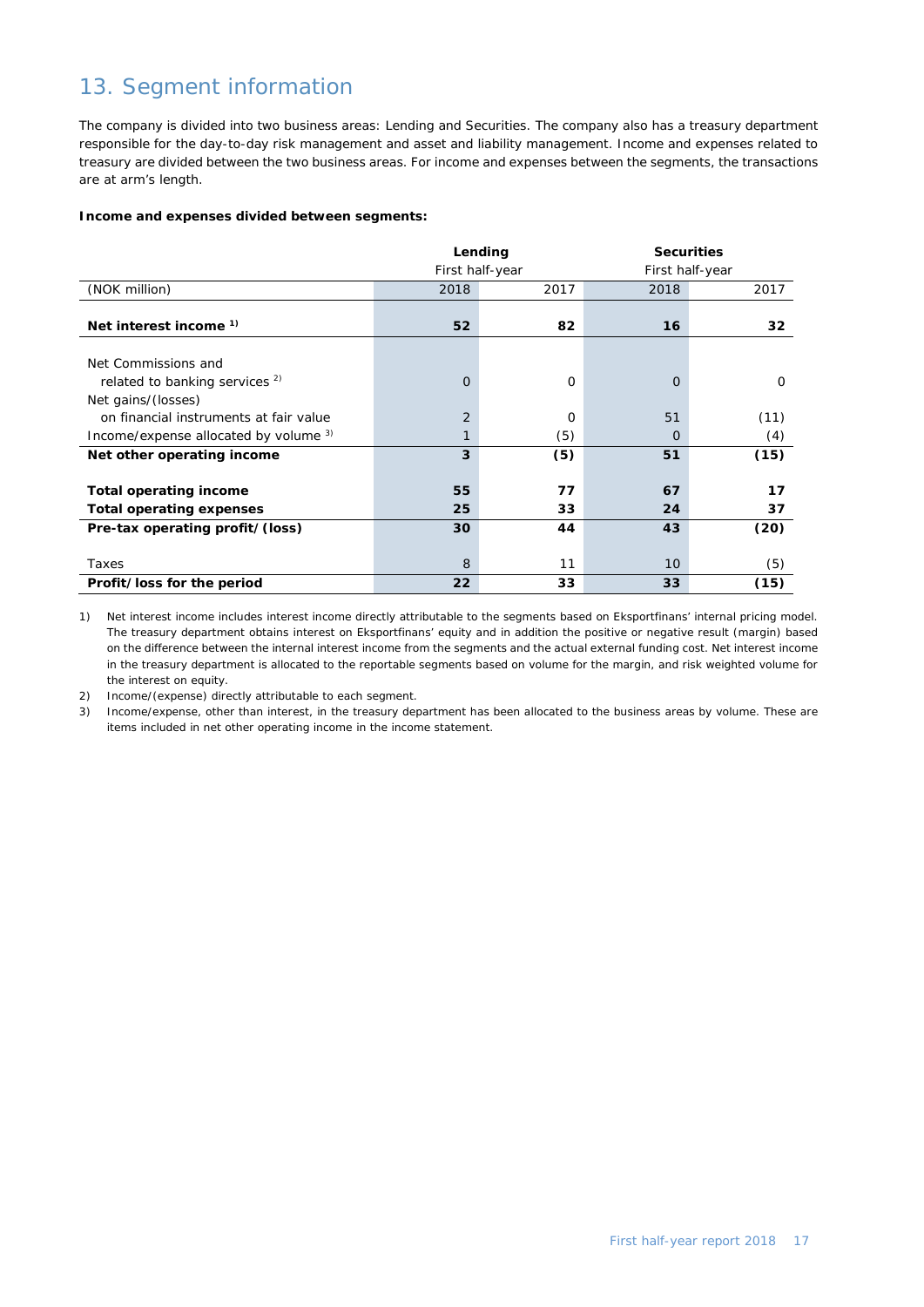# 13. Segment information

The company is divided into two business areas: Lending and Securities. The company also has a treasury department responsible for the day-to-day risk management and asset and liability management. Income and expenses related to treasury are divided between the two business areas. For income and expenses between the segments, the transactions are at arm's length.

**Income and expenses divided between segments:**

| | Lending | | Securities | |
|---|---|---|---|---|
| | First half-year | | First half-year | |
| (NOK million) | 2018 | 2017 | 2018 | 2017 |
| **Net interest income [1)]** | **52** | **82** | **16** | **32** |
| Net Commissions and related to banking services [2)] | 0 | 0 | 0 | 0 |
| Net gains/(losses) on financial instruments at fair value | 2 | 0 | 51 | (11) |
| Income/expense allocated by volume [3)] | 1 | (5) | 0 | (4) |
| **Net other operating income** | **3** | **(5)** | **51** | **(15)** |
| **Total operating income** | **55** | **77** | **67** | **17** |
| **Total operating expenses** | **25** | **33** | **24** | **37** |
| **Pre-tax operating profit/(loss)** | **30** | **44** | **43** | **(20)** |
| Taxes | 8 | 11 | 10 | (5) |
| **Profit/loss for the period** | **22** | **33** | **33** | **(15)** |

1) Net interest income includes interest income directly attributable to the segments based on Eksportfinans' internal pricing model. The treasury department obtains interest on Eksportfinans' equity and in addition the positive or negative result (margin) based on the difference between the internal interest income from the segments and the actual external funding cost. Net interest income in the treasury department is allocated to the reportable segments based on volume for the margin, and risk weighted volume for the interest on equity.

2) Income/(expense) directly attributable to each segment.

3) Income/expense, other than interest, in the treasury department has been allocated to the business areas by volume. These are items included in net other operating income in the income statement.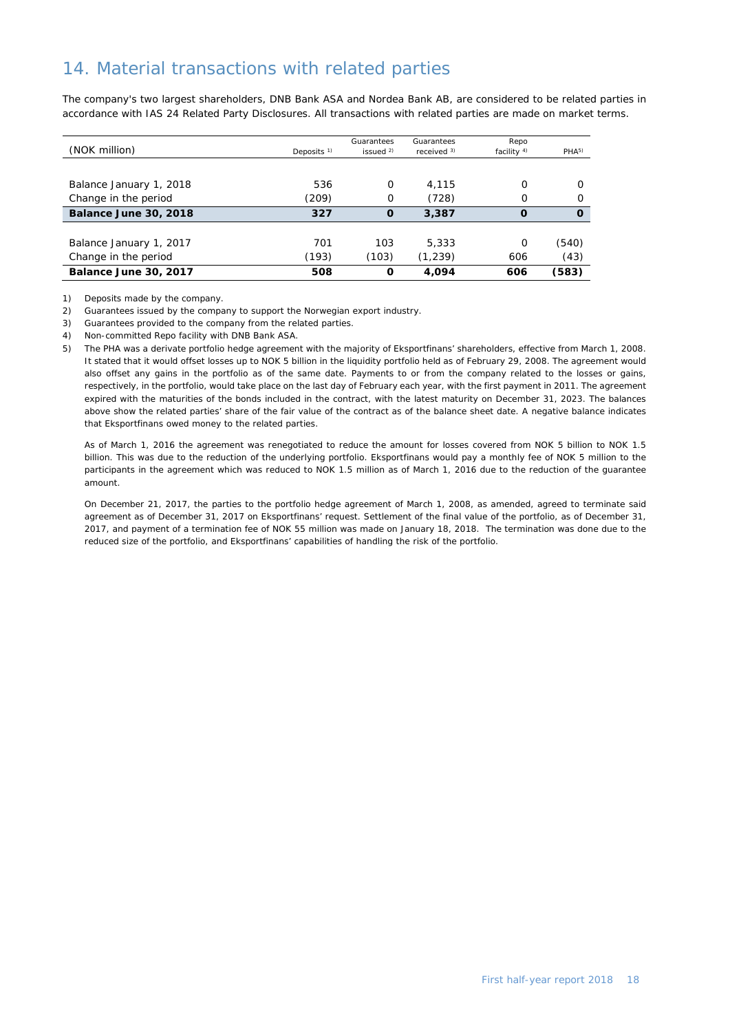## 14. Material transactions with related parties

The company's two largest shareholders, DNB Bank ASA and Nordea Bank AB, are considered to be related parties in accordance with IAS 24 Related Party Disclosures. All transactions with related parties are made on market terms.

| (NOK million) | Deposits [1] | Guarantees issued [2] | Guarantees received [3] | Repo facility [4] | PHA[5] |
|---|---|---|---|---|---|
| Balance January 1, 2018 | 536 | 0 | 4,115 | 0 | 0 |
| Change in the period | (209) | 0 | (728) | 0 | 0 |
| **Balance June 30, 2018** | **327** | **0** | **3,387** | **0** | **0** |
| Balance January 1, 2017 | 701 | 103 | 5,333 | 0 | (540) |
| Change in the period | (193) | (103) | (1,239) | 606 | (43) |
| **Balance June 30, 2017** | **508** | **0** | **4,094** | **606** | **(583)** |

1) Deposits made by the company.

2) Guarantees issued by the company to support the Norwegian export industry.

3) Guarantees provided to the company from the related parties.

4) Non-committed Repo facility with DNB Bank ASA.

5) The PHA was a derivate portfolio hedge agreement with the majority of Eksportfinans' shareholders, effective from March 1, 2008. It stated that it would offset losses up to NOK 5 billion in the liquidity portfolio held as of February 29, 2008. The agreement would also offset any gains in the portfolio as of the same date. Payments to or from the company related to the losses or gains, respectively, in the portfolio, would take place on the last day of February each year, with the first payment in 2011. The agreement expired with the maturities of the bonds included in the contract, with the latest maturity on December 31, 2023. The balances above show the related parties' share of the fair value of the contract as of the balance sheet date. A negative balance indicates that Eksportfinans owed money to the related parties.

   As of March 1, 2016 the agreement was renegotiated to reduce the amount for losses covered from NOK 5 billion to NOK 1.5 billion. This was due to the reduction of the underlying portfolio. Eksportfinans would pay a monthly fee of NOK 5 million to the participants in the agreement which was reduced to NOK 1.5 million as of March 1, 2016 due to the reduction of the guarantee amount.

   On December 21, 2017, the parties to the portfolio hedge agreement of March 1, 2008, as amended, agreed to terminate said agreement as of December 31, 2017 on Eksportfinans' request. Settlement of the final value of the portfolio, as of December 31, 2017, and payment of a termination fee of NOK 55 million was made on January 18, 2018. The termination was done due to the reduced size of the portfolio, and Eksportfinans' capabilities of handling the risk of the portfolio.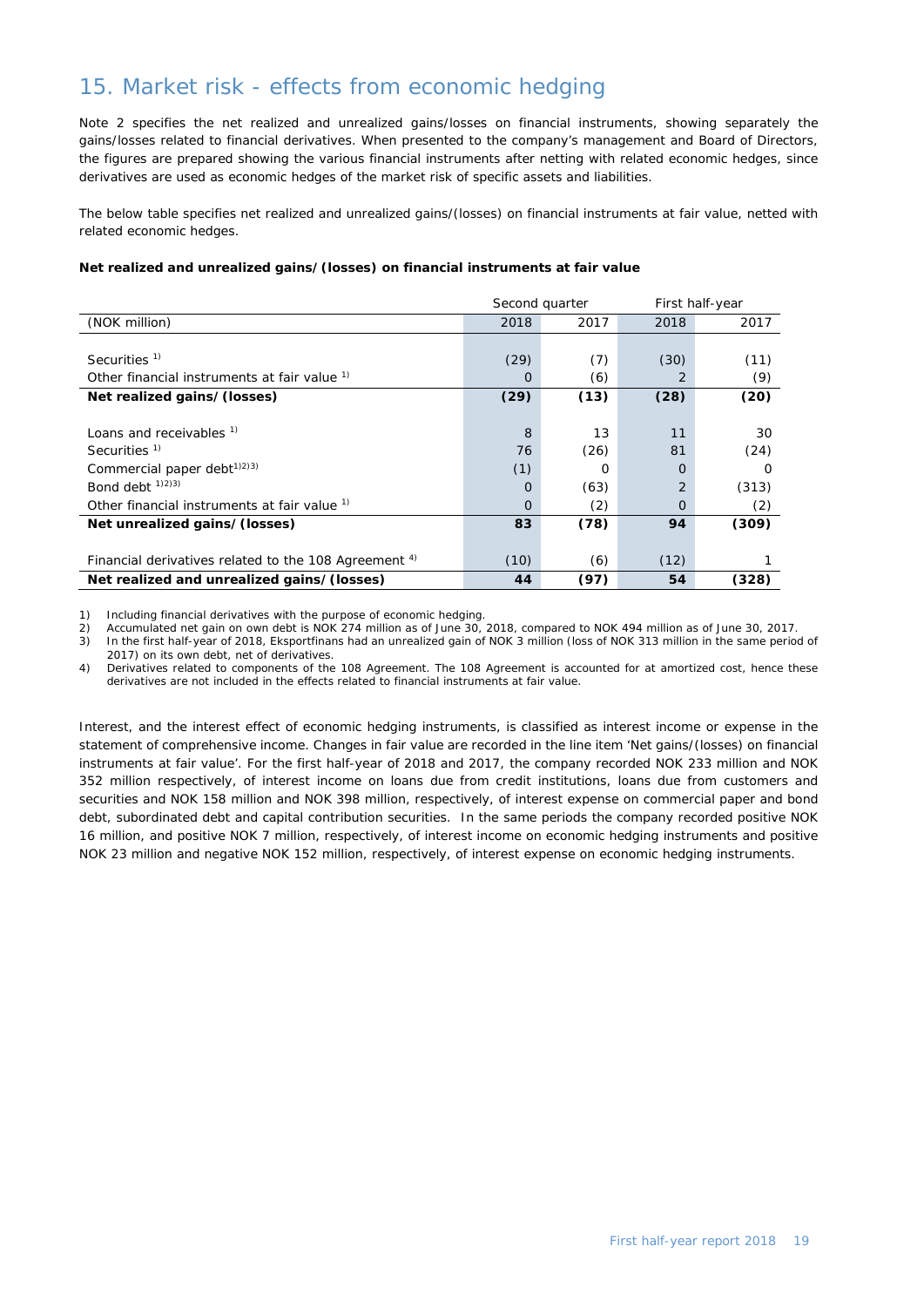## 15. Market risk - effects from economic hedging

Note 2 specifies the net realized and unrealized gains/losses on financial instruments, showing separately the gains/losses related to financial derivatives. When presented to the company's management and Board of Directors, the figures are prepared showing the various financial instruments after netting with related economic hedges, since derivatives are used as economic hedges of the market risk of specific assets and liabilities.

The below table specifies net realized and unrealized gains/(losses) on financial instruments at fair value, netted with related economic hedges.

**Net realized and unrealized gains/(losses) on financial instruments at fair value**

| | Second quarter | | First half-year | |
|---|---|---|---|---|
| (NOK million) | 2018 | 2017 | 2018 | 2017 |
| Securities [1] | (29) | (7) | (30) | (11) |
| Other financial instruments at fair value [1] | 0 | (6) | 2 | (9) |
| **Net realized gains/(losses)** | **(29)** | **(13)** | **(28)** | **(20)** |
| Loans and receivables [1] | 8 | 13 | 11 | 30 |
| Securities [1] | 76 | (26) | 81 | (24) |
| Commercial paper debt [1)2)3)] | (1) | 0 | 0 | 0 |
| Bond debt [1)2)3)] | 0 | (63) | 2 | (313) |
| Other financial instruments at fair value [1] | 0 | (2) | 0 | (2) |
| **Net unrealized gains/(losses)** | **83** | **(78)** | **94** | **(309)** |
| Financial derivatives related to the 108 Agreement [4] | (10) | (6) | (12) | 1 |
| **Net realized and unrealized gains/(losses)** | **44** | **(97)** | **54** | **(328)** |

1) Including financial derivatives with the purpose of economic hedging.
2) Accumulated net gain on own debt is NOK 274 million as of June 30, 2018, compared to NOK 494 million as of June 30, 2017.
3) In the first half-year of 2018, Eksportfinans had an unrealized gain of NOK 3 million (loss of NOK 313 million in the same period of 2017) on its own debt, net of derivatives.
4) Derivatives related to components of the 108 Agreement. The 108 Agreement is accounted for at amortized cost, hence these derivatives are not included in the effects related to financial instruments at fair value.

Interest, and the interest effect of economic hedging instruments, is classified as interest income or expense in the statement of comprehensive income. Changes in fair value are recorded in the line item 'Net gains/(losses) on financial instruments at fair value'. For the first half-year of 2018 and 2017, the company recorded NOK 233 million and NOK 352 million respectively, of interest income on loans due from credit institutions, loans due from customers and securities and NOK 158 million and NOK 398 million, respectively, of interest expense on commercial paper and bond debt, subordinated debt and capital contribution securities. In the same periods the company recorded positive NOK 16 million, and positive NOK 7 million, respectively, of interest income on economic hedging instruments and positive NOK 23 million and negative NOK 152 million, respectively, of interest expense on economic hedging instruments.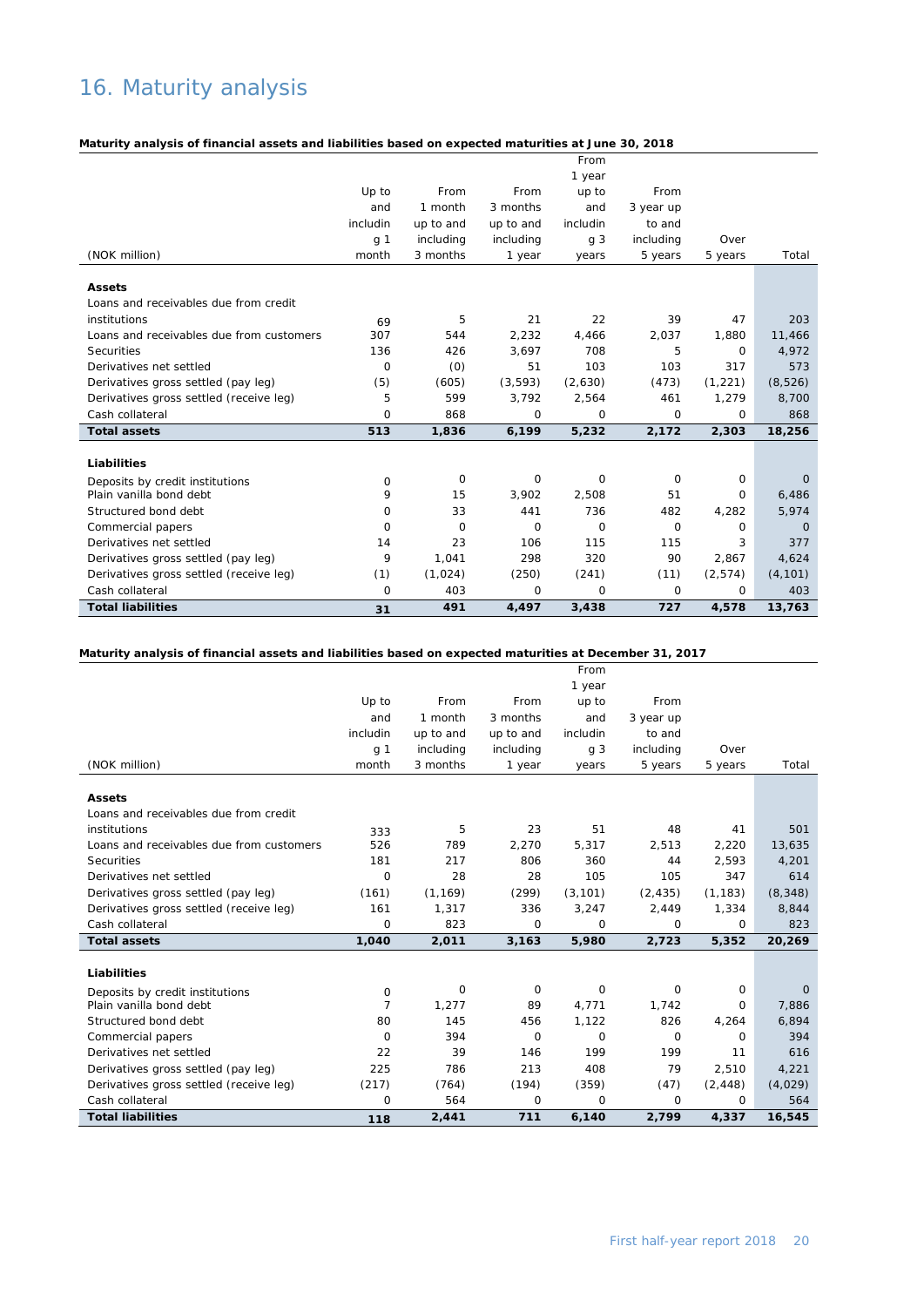# 16. Maturity analysis

**Maturity analysis of financial assets and liabilities based on expected maturities at June 30, 2018**

| (NOK million) | Up to and including 1 month | From 1 month up to and including 3 months | From 3 months up to and including 1 year | From 1 year up to and including 3 years | From 3 year up to and including 5 years | Over 5 years | Total |
|---|---|---|---|---|---|---|---|
| **Assets** | | | | | | | |
| Loans and receivables due from credit institutions | 69 | 5 | 21 | 22 | 39 | 47 | 203 |
| Loans and receivables due from customers | 307 | 544 | 2,232 | 4,466 | 2,037 | 1,880 | 11,466 |
| Securities | 136 | 426 | 3,697 | 708 | 5 | 0 | 4,972 |
| Derivatives net settled | 0 | (0) | 51 | 103 | 103 | 317 | 573 |
| Derivatives gross settled (pay leg) | (5) | (605) | (3,593) | (2,630) | (473) | (1,221) | (8,526) |
| Derivatives gross settled (receive leg) | 5 | 599 | 3,792 | 2,564 | 461 | 1,279 | 8,700 |
| Cash collateral | 0 | 868 | 0 | 0 | 0 | 0 | 868 |
| **Total assets** | **513** | **1,836** | **6,199** | **5,232** | **2,172** | **2,303** | **18,256** |
| **Liabilities** | | | | | | | |
| Deposits by credit institutions | 0 | 0 | 0 | 0 | 0 | 0 | 0 |
| Plain vanilla bond debt | 9 | 15 | 3,902 | 2,508 | 51 | 0 | 6,486 |
| Structured bond debt | 0 | 33 | 441 | 736 | 482 | 4,282 | 5,974 |
| Commercial papers | 0 | 0 | 0 | 0 | 0 | 0 | 0 |
| Derivatives net settled | 14 | 23 | 106 | 115 | 115 | 3 | 377 |
| Derivatives gross settled (pay leg) | 9 | 1,041 | 298 | 320 | 90 | 2,867 | 4,624 |
| Derivatives gross settled (receive leg) | (1) | (1,024) | (250) | (241) | (11) | (2,574) | (4,101) |
| Cash collateral | 0 | 403 | 0 | 0 | 0 | 0 | 403 |
| **Total liabilities** | **31** | **491** | **4,497** | **3,438** | **727** | **4,578** | **13,763** |

**Maturity analysis of financial assets and liabilities based on expected maturities at December 31, 2017**

| (NOK million) | Up to and including 1 month | From 1 month up to and including 3 months | From 3 months up to and including 1 year | From 1 year up to and including 3 years | From 3 year up to and including 5 years | Over 5 years | Total |
|---|---|---|---|---|---|---|---|
| **Assets** | | | | | | | |
| Loans and receivables due from credit institutions | 333 | 5 | 23 | 51 | 48 | 41 | 501 |
| Loans and receivables due from customers | 526 | 789 | 2,270 | 5,317 | 2,513 | 2,220 | 13,635 |
| Securities | 181 | 217 | 806 | 360 | 44 | 2,593 | 4,201 |
| Derivatives net settled | 0 | 28 | 28 | 105 | 105 | 347 | 614 |
| Derivatives gross settled (pay leg) | (161) | (1,169) | (299) | (3,101) | (2,435) | (1,183) | (8,348) |
| Derivatives gross settled (receive leg) | 161 | 1,317 | 336 | 3,247 | 2,449 | 1,334 | 8,844 |
| Cash collateral | 0 | 823 | 0 | 0 | 0 | 0 | 823 |
| **Total assets** | **1,040** | **2,011** | **3,163** | **5,980** | **2,723** | **5,352** | **20,269** |
| **Liabilities** | | | | | | | |
| Deposits by credit institutions | 0 | 0 | 0 | 0 | 0 | 0 | 0 |
| Plain vanilla bond debt | 7 | 1,277 | 89 | 4,771 | 1,742 | 0 | 7,886 |
| Structured bond debt | 80 | 145 | 456 | 1,122 | 826 | 4,264 | 6,894 |
| Commercial papers | 0 | 394 | 0 | 0 | 0 | 0 | 394 |
| Derivatives net settled | 22 | 39 | 146 | 199 | 199 | 11 | 616 |
| Derivatives gross settled (pay leg) | 225 | 786 | 213 | 408 | 79 | 2,510 | 4,221 |
| Derivatives gross settled (receive leg) | (217) | (764) | (194) | (359) | (47) | (2,448) | (4,029) |
| Cash collateral | 0 | 564 | 0 | 0 | 0 | 0 | 564 |
| **Total liabilities** | **118** | **2,441** | **711** | **6,140** | **2,799** | **4,337** | **16,545** |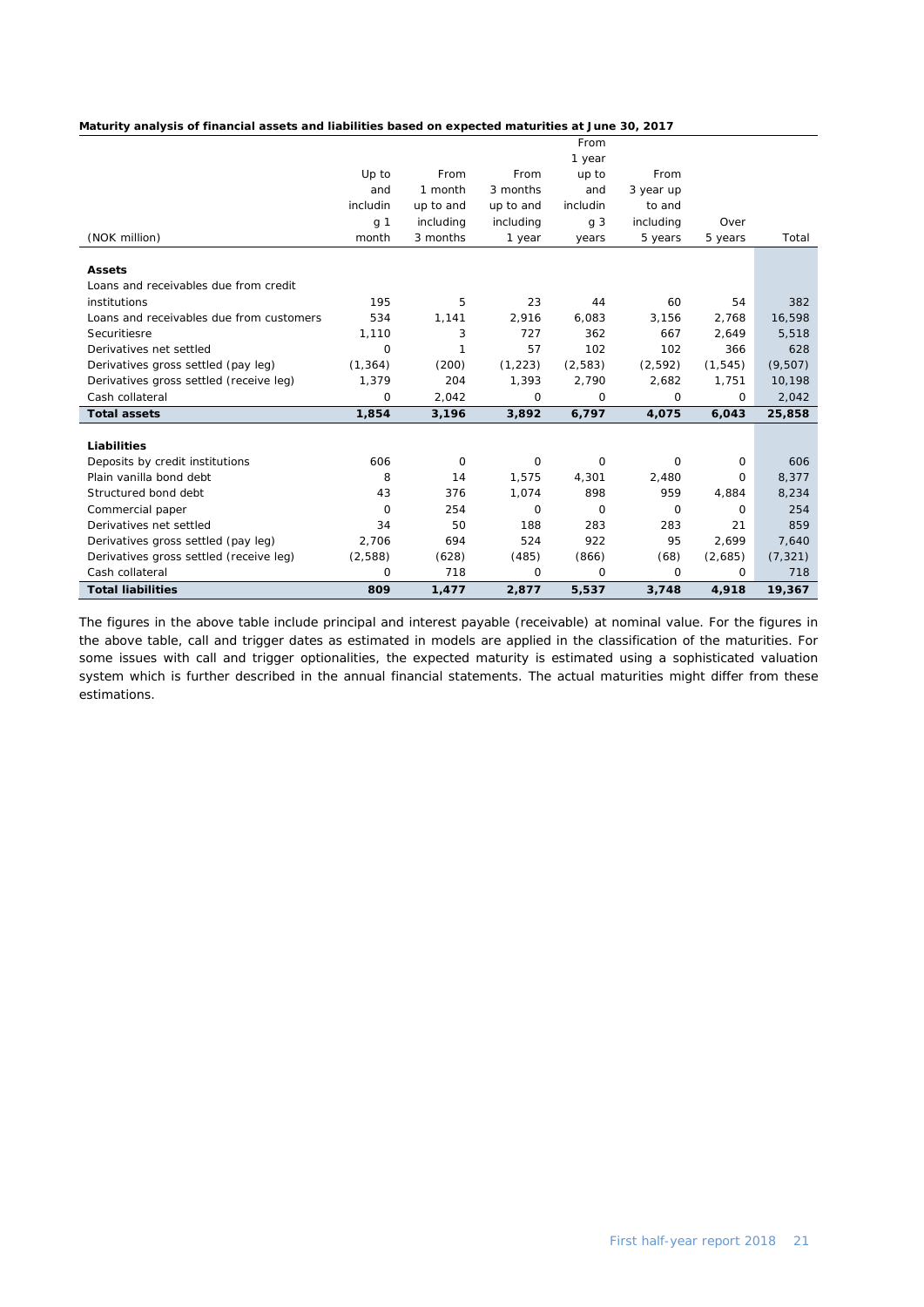**Maturity analysis of financial assets and liabilities based on expected maturities at June 30, 2017**

| (NOK million) | Up to and including 1 month | From 1 month up to and including 3 months | From 3 months up to and including 1 year | From 1 year up to and including 3 years | From 3 year up to and including 5 years | Over 5 years | Total |
|---|---|---|---|---|---|---|---|
| **Assets** | | | | | | | |
| Loans and receivables due from credit institutions | 195 | 5 | 23 | 44 | 60 | 54 | 382 |
| Loans and receivables due from customers | 534 | 1,141 | 2,916 | 6,083 | 3,156 | 2,768 | 16,598 |
| Securitiesre | 1,110 | 3 | 727 | 362 | 667 | 2,649 | 5,518 |
| Derivatives net settled | 0 | 1 | 57 | 102 | 102 | 366 | 628 |
| Derivatives gross settled (pay leg) | (1,364) | (200) | (1,223) | (2,583) | (2,592) | (1,545) | (9,507) |
| Derivatives gross settled (receive leg) | 1,379 | 204 | 1,393 | 2,790 | 2,682 | 1,751 | 10,198 |
| Cash collateral | 0 | 2,042 | 0 | 0 | 0 | 0 | 2,042 |
| **Total assets** | **1,854** | **3,196** | **3,892** | **6,797** | **4,075** | **6,043** | **25,858** |
| **Liabilities** | | | | | | | |
| Deposits by credit institutions | 606 | 0 | 0 | 0 | 0 | 0 | 606 |
| Plain vanilla bond debt | 8 | 14 | 1,575 | 4,301 | 2,480 | 0 | 8,377 |
| Structured bond debt | 43 | 376 | 1,074 | 898 | 959 | 4,884 | 8,234 |
| Commercial paper | 0 | 254 | 0 | 0 | 0 | 0 | 254 |
| Derivatives net settled | 34 | 50 | 188 | 283 | 283 | 21 | 859 |
| Derivatives gross settled (pay leg) | 2,706 | 694 | 524 | 922 | 95 | 2,699 | 7,640 |
| Derivatives gross settled (receive leg) | (2,588) | (628) | (485) | (866) | (68) | (2,685) | (7,321) |
| Cash collateral | 0 | 718 | 0 | 0 | 0 | 0 | 718 |
| **Total liabilities** | **809** | **1,477** | **2,877** | **5,537** | **3,748** | **4,918** | **19,367** |

The figures in the above table include principal and interest payable (receivable) at nominal value. For the figures in the above table, call and trigger dates as estimated in models are applied in the classification of the maturities. For some issues with call and trigger optionalities, the expected maturity is estimated using a sophisticated valuation system which is further described in the annual financial statements. The actual maturities might differ from these estimations.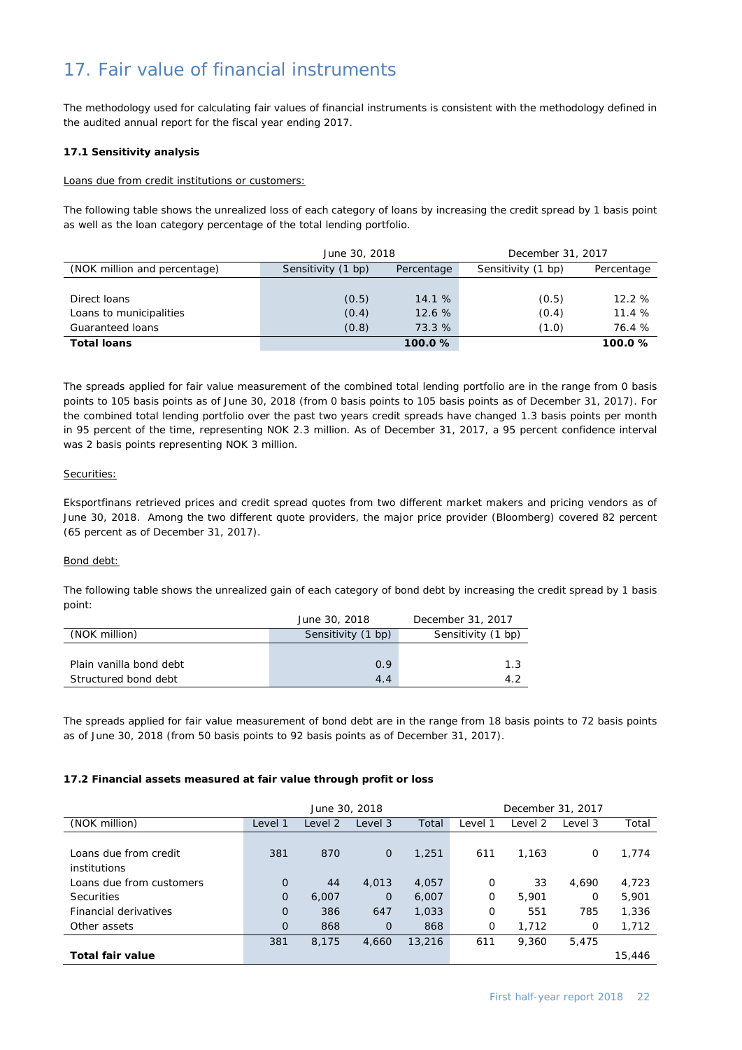# 17. Fair value of financial instruments

The methodology used for calculating fair values of financial instruments is consistent with the methodology defined in the audited annual report for the fiscal year ending 2017.

#### 17.1 Sensitivity analysis

Loans due from credit institutions or customers:

The following table shows the unrealized loss of each category of loans by increasing the credit spread by 1 basis point as well as the loan category percentage of the total lending portfolio.

| | June 30, 2018 | | December 31, 2017 | |
|---|---|---|---|---|
| (NOK million and percentage) | Sensitivity (1 bp) | Percentage | Sensitivity (1 bp) | Percentage |
| Direct loans | (0.5) | 14.1 % | (0.5) | 12.2 % |
| Loans to municipalities | (0.4) | 12.6 % | (0.4) | 11.4 % |
| Guaranteed loans | (0.8) | 73.3 % | (1.0) | 76.4 % |
| **Total loans** | | **100.0 %** | | **100.0 %** |

The spreads applied for fair value measurement of the combined total lending portfolio are in the range from 0 basis points to 105 basis points as of June 30, 2018 (from 0 basis points to 105 basis points as of December 31, 2017). For the combined total lending portfolio over the past two years credit spreads have changed 1.3 basis points per month in 95 percent of the time, representing NOK 2.3 million. As of December 31, 2017, a 95 percent confidence interval was 2 basis points representing NOK 3 million.

Securities:

Eksportfinans retrieved prices and credit spread quotes from two different market makers and pricing vendors as of June 30, 2018. Among the two different quote providers, the major price provider (Bloomberg) covered 82 percent (65 percent as of December 31, 2017).

Bond debt:

The following table shows the unrealized gain of each category of bond debt by increasing the credit spread by 1 basis point:

| | June 30, 2018 | December 31, 2017 |
|---|---|---|
| (NOK million) | Sensitivity (1 bp) | Sensitivity (1 bp) |
| Plain vanilla bond debt | 0.9 | 1.3 |
| Structured bond debt | 4.4 | 4.2 |

The spreads applied for fair value measurement of bond debt are in the range from 18 basis points to 72 basis points as of June 30, 2018 (from 50 basis points to 92 basis points as of December 31, 2017).

#### 17.2 Financial assets measured at fair value through profit or loss

| | June 30, 2018 | | | | December 31, 2017 | | | |
|---|---|---|---|---|---|---|---|---|
| (NOK million) | Level 1 | Level 2 | Level 3 | Total | Level 1 | Level 2 | Level 3 | Total |
| Loans due from credit institutions | 381 | 870 | 0 | 1,251 | 611 | 1,163 | 0 | 1,774 |
| Loans due from customers | 0 | 44 | 4,013 | 4,057 | 0 | 33 | 4,690 | 4,723 |
| Securities | 0 | 6,007 | 0 | 6,007 | 0 | 5,901 | 0 | 5,901 |
| Financial derivatives | 0 | 386 | 647 | 1,033 | 0 | 551 | 785 | 1,336 |
| Other assets | 0 | 868 | 0 | 868 | 0 | 1,712 | 0 | 1,712 |
| | 381 | 8,175 | 4,660 | 13,216 | 611 | 9,360 | 5,475 | |
| **Total fair value** | | | | | | | | 15,446 |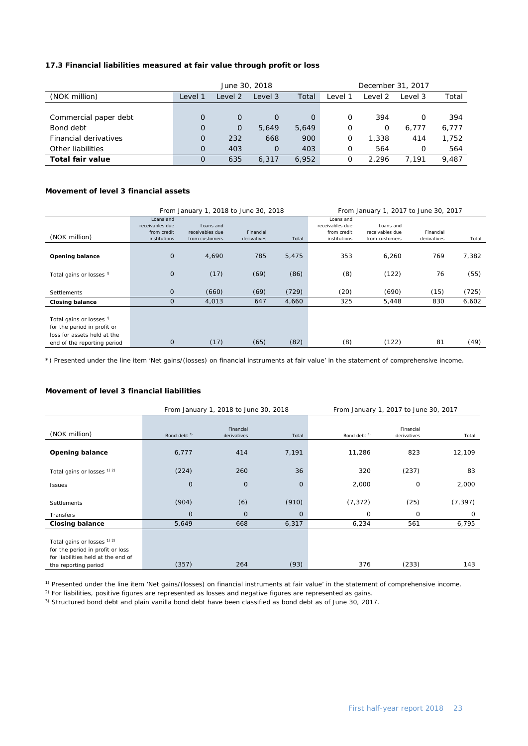### 17.3 Financial liabilities measured at fair value through profit or loss

| (NOK million) | June 30, 2018 | | | | December 31, 2017 | | | |
|---|---|---|---|---|---|---|---|---|
| | Level 1 | Level 2 | Level 3 | Total | Level 1 | Level 2 | Level 3 | Total |
| Commercial paper debt | 0 | 0 | 0 | 0 | 0 | 394 | 0 | 394 |
| Bond debt | 0 | 0 | 5,649 | 5,649 | 0 | 0 | 6,777 | 6,777 |
| Financial derivatives | 0 | 232 | 668 | 900 | 0 | 1,338 | 414 | 1,752 |
| Other liabilities | 0 | 403 | 0 | 403 | 0 | 564 | 0 | 564 |
| **Total fair value** | 0 | 635 | 6,317 | 6,952 | 0 | 2,296 | 7,191 | 9,487 |

**Movement of level 3 financial assets**

| (NOK million) | From January 1, 2018 to June 30, 2018 | | | | From January 1, 2017 to June 30, 2017 | | | |
|---|---|---|---|---|---|---|---|---|
| | Loans and receivables due from credit institutions | Loans and receivables due from customers | Financial derivatives | Total | Loans and receivables due from credit institutions | Loans and receivables due from customers | Financial derivatives | Total |
| **Opening balance** | 0 | 4,690 | 785 | 5,475 | 353 | 6,260 | 769 | 7,382 |
| Total gains or losses [1] | 0 | (17) | (69) | (86) | (8) | (122) | 76 | (55) |
| Settlements | 0 | (660) | (69) | (729) | (20) | (690) | (15) | (725) |
| **Closing balance** | 0 | 4,013 | 647 | 4,660 | 325 | 5,448 | 830 | 6,602 |
| Total gains or losses [1] for the period in profit or loss for assets held at the end of the reporting period | 0 | (17) | (65) | (82) | (8) | (122) | 81 | (49) |

*) Presented under the line item 'Net gains/(losses) on financial instruments at fair value' in the statement of comprehensive income.

**Movement of level 3 financial liabilities**

| (NOK million) | From January 1, 2018 to June 30, 2018 | | | From January 1, 2017 to June 30, 2017 | | |
|---|---|---|---|---|---|---|
| | Bond debt [3] | Financial derivatives | Total | Bond debt [3] | Financial derivatives | Total |
| **Opening balance** | 6,777 | 414 | 7,191 | 11,286 | 823 | 12,109 |
| Total gains or losses [1] [2] | (224) | 260 | 36 | 320 | (237) | 83 |
| Issues | 0 | 0 | 0 | 2,000 | 0 | 2,000 |
| Settlements | (904) | (6) | (910) | (7,372) | (25) | (7,397) |
| Transfers | 0 | 0 | 0 | 0 | 0 | 0 |
| **Closing balance** | 5,649 | 668 | 6,317 | 6,234 | 561 | 6,795 |
| Total gains or losses [1] [2] for the period in profit or loss for liabilities held at the end of the reporting period | (357) | 264 | (93) | 376 | (233) | 143 |

[1] Presented under the line item 'Net gains/(losses) on financial instruments at fair value' in the statement of comprehensive income.

[2] For liabilities, positive figures are represented as losses and negative figures are represented as gains.

[3] Structured bond debt and plain vanilla bond debt have been classified as bond debt as of June 30, 2017.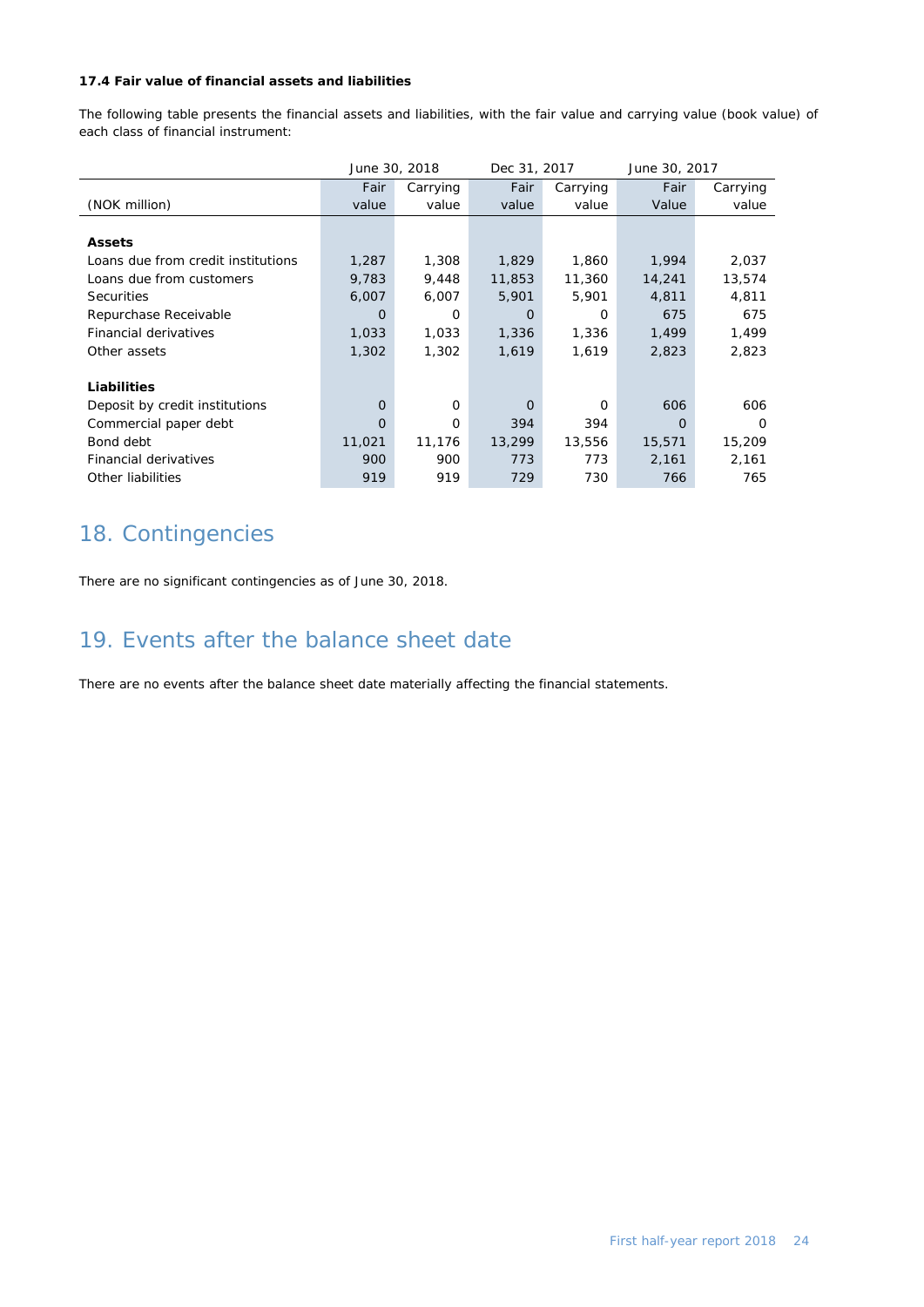**17.4 Fair value of financial assets and liabilities**

The following table presents the financial assets and liabilities, with the fair value and carrying value (book value) of each class of financial instrument:

| | June 30, 2018 | | Dec 31, 2017 | | June 30, 2017 | |
|---|---|---|---|---|---|---|
| (NOK million) | Fair value | Carrying value | Fair value | Carrying value | Fair Value | Carrying value |
| **Assets** | | | | | | |
| Loans due from credit institutions | 1,287 | 1,308 | 1,829 | 1,860 | 1,994 | 2,037 |
| Loans due from customers | 9,783 | 9,448 | 11,853 | 11,360 | 14,241 | 13,574 |
| Securities | 6,007 | 6,007 | 5,901 | 5,901 | 4,811 | 4,811 |
| Repurchase Receivable | 0 | 0 | 0 | 0 | 675 | 675 |
| Financial derivatives | 1,033 | 1,033 | 1,336 | 1,336 | 1,499 | 1,499 |
| Other assets | 1,302 | 1,302 | 1,619 | 1,619 | 2,823 | 2,823 |
| **Liabilities** | | | | | | |
| Deposit by credit institutions | 0 | 0 | 0 | 0 | 606 | 606 |
| Commercial paper debt | 0 | 0 | 394 | 394 | 0 | 0 |
| Bond debt | 11,021 | 11,176 | 13,299 | 13,556 | 15,571 | 15,209 |
| Financial derivatives | 900 | 900 | 773 | 773 | 2,161 | 2,161 |
| Other liabilities | 919 | 919 | 729 | 730 | 766 | 765 |

# 18. Contingencies

There are no significant contingencies as of June 30, 2018.

# 19. Events after the balance sheet date

There are no events after the balance sheet date materially affecting the financial statements.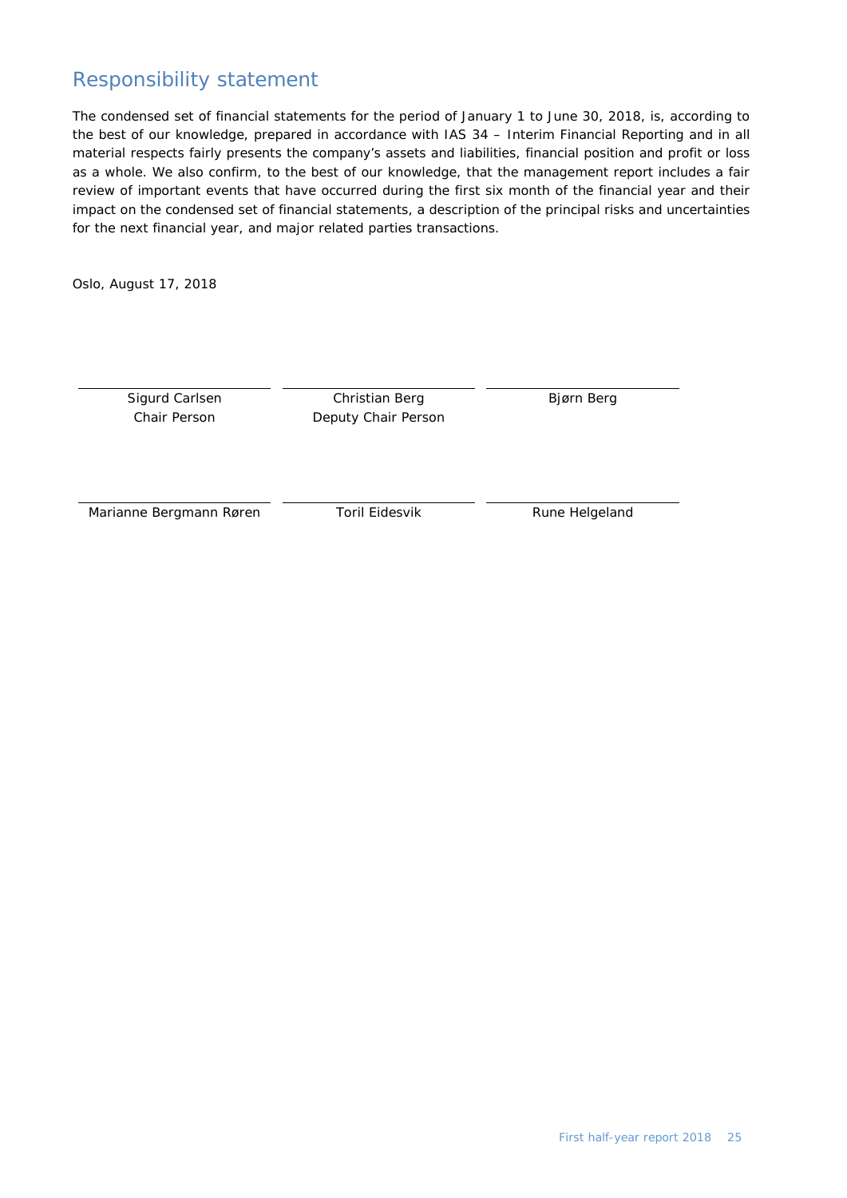# Responsibility statement

The condensed set of financial statements for the period of January 1 to June 30, 2018, is, according to the best of our knowledge, prepared in accordance with IAS 34 – Interim Financial Reporting and in all material respects fairly presents the company's assets and liabilities, financial position and profit or loss as a whole. We also confirm, to the best of our knowledge, that the management report includes a fair review of important events that have occurred during the first six month of the financial year and their impact on the condensed set of financial statements, a description of the principal risks and uncertainties for the next financial year, and major related parties transactions.

Oslo, August 17, 2018

| | | |
|---|---|---|
| Sigurd Carlsen<br>Chair Person | Christian Berg<br>Deputy Chair Person | Bjørn Berg |
| Marianne Bergmann Røren | Toril Eidesvik | Rune Helgeland |